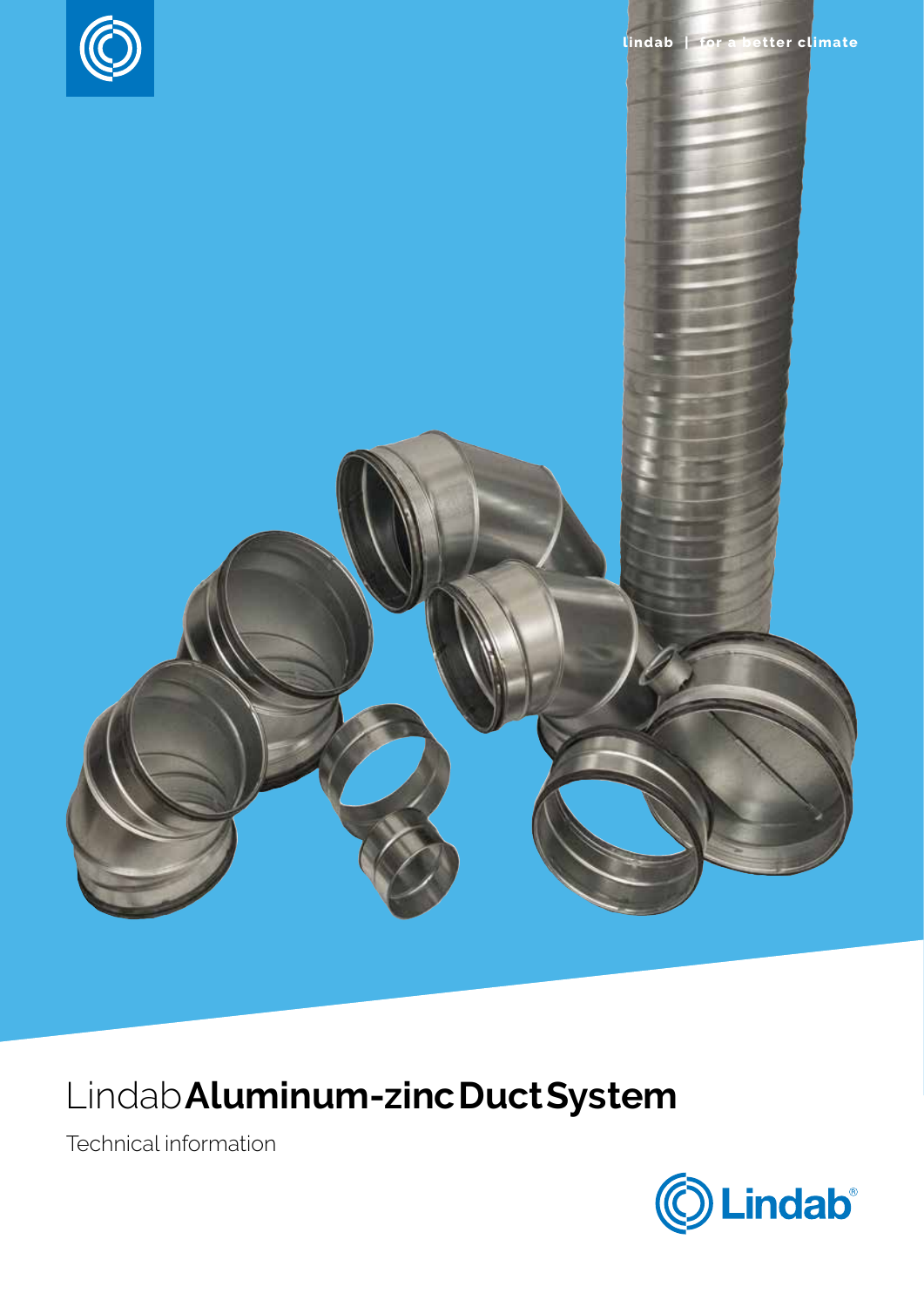lindab | for a better climate

# Lindab **Aluminum-zinc Duct System**

Technical information

Lindab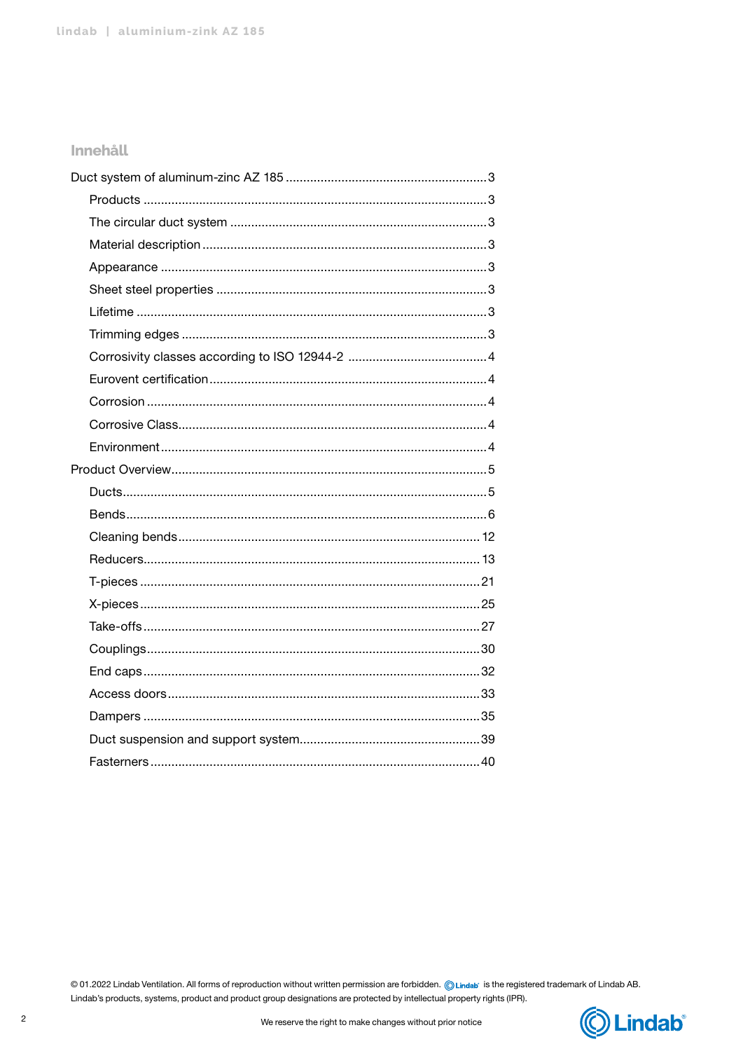## Innehåll

- Duct system of aluminum-zinc AZ 185 ... 3
  - Products ... 3
  - The circular duct system ... 3
  - Material description ... 3
  - Appearance ... 3
  - Sheet steel properties ... 3
  - Lifetime ... 3
  - Trimming edges ... 3
  - Corrosivity classes according to ISO 12944-2 ... 4
  - Eurovent certification ... 4
  - Corrosion ... 4
  - Corrosive Class ... 4
  - Environment ... 4
- Product Overview ... 5
  - Ducts ... 5
  - Bends ... 6
  - Cleaning bends ... 12
  - Reducers ... 13
  - T-pieces ... 21
  - X-pieces ... 25
  - Take-offs ... 27
  - Couplings ... 30
  - End caps ... 32
  - Access doors ... 33
  - Dampers ... 35
  - Duct suspension and support system ... 39
  - Fasteners ... 40

© 01.2022 Lindab Ventilation. All forms of reproduction without written permission are forbidden. Lindab is the registered trademark of Lindab AB. Lindab's products, systems, product and product group designations are protected by intellectual property rights (IPR).

We reserve the right to make changes without prior notice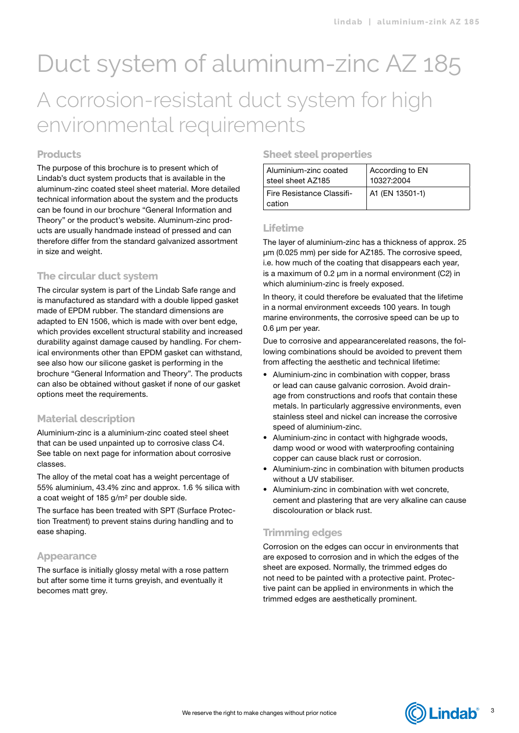# Duct system of aluminum-zinc AZ 185

## A corrosion-resistant duct system for high environmental requirements

### Products

The purpose of this brochure is to present which of Lindab's duct system products that is available in the aluminum-zinc coated steel sheet material. More detailed technical information about the system and the products can be found in our brochure "General Information and Theory" or the product's website. Aluminum-zinc products are usually handmade instead of pressed and can therefore differ from the standard galvanized assortment in size and weight.

### The circular duct system

The circular system is part of the Lindab Safe range and is manufactured as standard with a double lipped gasket made of EPDM rubber. The standard dimensions are adapted to EN 1506, which is made with over bent edge, which provides excellent structural stability and increased durability against damage caused by handling. For chemical environments other than EPDM gasket can withstand, see also how our silicone gasket is performing in the brochure "General Information and Theory". The products can also be obtained without gasket if none of our gasket options meet the requirements.

### Material description

Aluminium-zinc is a aluminium-zinc coated steel sheet that can be used unpainted up to corrosive class C4. See table on next page for information about corrosive classes.

The alloy of the metal coat has a weight percentage of 55% aluminium, 43.4% zinc and approx. 1.6 % silica with a coat weight of 185 g/m² per double side.

The surface has been treated with SPT (Surface Protection Treatment) to prevent stains during handling and to ease shaping.

### Appearance

The surface is initially glossy metal with a rose pattern but after some time it turns greyish, and eventually it becomes matt grey.

### Sheet steel properties

| | |
|---|---|
| Aluminium-zinc coated steel sheet AZ185 | According to EN 10327:2004 |
| Fire Resistance Classification | A1 (EN 13501-1) |

### Lifetime

The layer of aluminium-zinc has a thickness of approx. 25 µm (0.025 mm) per side for AZ185. The corrosive speed, i.e. how much of the coating that disappears each year, is a maximum of 0.2 µm in a normal environment (C2) in which aluminium-zinc is freely exposed.

In theory, it could therefore be evaluated that the lifetime in a normal environment exceeds 100 years. In tough marine environments, the corrosive speed can be up to 0.6 µm per year.

Due to corrosive and appearancerelated reasons, the following combinations should be avoided to prevent them from affecting the aesthetic and technical lifetime:

- Aluminium-zinc in combination with copper, brass or lead can cause galvanic corrosion. Avoid drainage from constructions and roofs that contain these metals. In particularly aggressive environments, even stainless steel and nickel can increase the corrosive speed of aluminium-zinc.
- Aluminium-zinc in contact with highgrade woods, damp wood or wood with waterproofing containing copper can cause black rust or corrosion.
- Aluminium-zinc in combination with bitumen products without a UV stabiliser.
- Aluminium-zinc in combination with wet concrete, cement and plastering that are very alkaline can cause discolouration or black rust.

### Trimming edges

Corrosion on the edges can occur in environments that are exposed to corrosion and in which the edges of the sheet are exposed. Normally, the trimmed edges do not need to be painted with a protective paint. Protective paint can be applied in environments in which the trimmed edges are aesthetically prominent.

We reserve the right to make changes without prior notice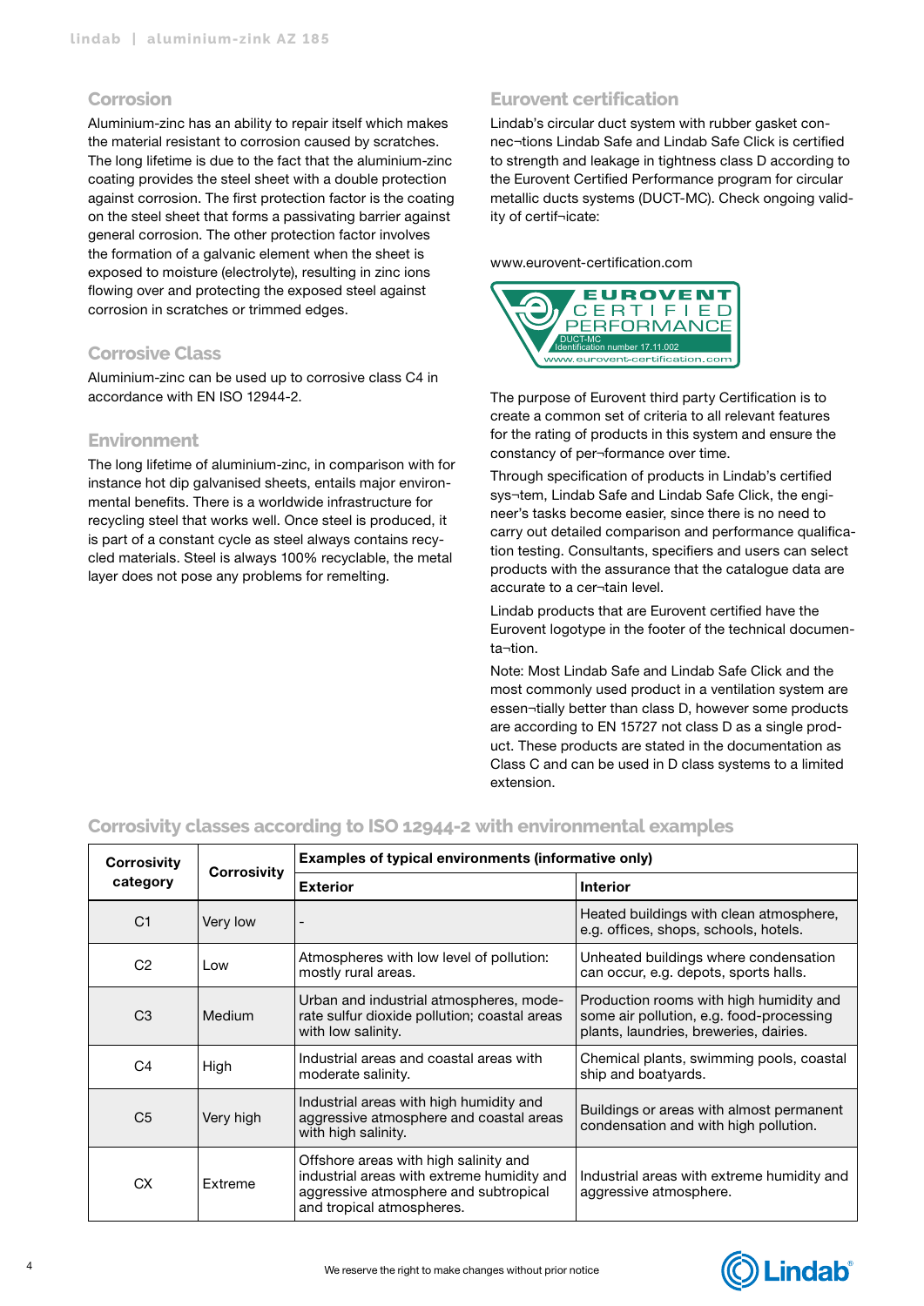## Corrosion

Aluminium-zinc has an ability to repair itself which makes the material resistant to corrosion caused by scratches. The long lifetime is due to the fact that the aluminium-zinc coating provides the steel sheet with a double protection against corrosion. The first protection factor is the coating on the steel sheet that forms a passivating barrier against general corrosion. The other protection factor involves the formation of a galvanic element when the sheet is exposed to moisture (electrolyte), resulting in zinc ions flowing over and protecting the exposed steel against corrosion in scratches or trimmed edges.

## Corrosive Class

Aluminium-zinc can be used up to corrosive class C4 in accordance with EN ISO 12944-2.

## Environment

The long lifetime of aluminium-zinc, in comparison with for instance hot dip galvanised sheets, entails major environmental benefits. There is a worldwide infrastructure for recycling steel that works well. Once steel is produced, it is part of a constant cycle as steel always contains recycled materials. Steel is always 100% recyclable, the metal layer does not pose any problems for remelting.

## Eurovent certification

Lindab's circular duct system with rubber gasket connec¬tions Lindab Safe and Lindab Safe Click is certified to strength and leakage in tightness class D according to the Eurovent Certified Performance program for circular metallic ducts systems (DUCT-MC). Check ongoing validity of certif¬icate:

www.eurovent-certification.com

EUROVENT CERTIFIED PERFORMANCE
DUCT-MC
Identification number 17.11.002
www.eurovent-certification.com

The purpose of Eurovent third party Certification is to create a common set of criteria to all relevant features for the rating of products in this system and ensure the constancy of per¬formance over time.

Through specification of products in Lindab's certified sys¬tem, Lindab Safe and Lindab Safe Click, the engineer's tasks become easier, since there is no need to carry out detailed comparison and performance qualification testing. Consultants, specifiers and users can select products with the assurance that the catalogue data are accurate to a cer¬tain level.

Lindab products that are Eurovent certified have the Eurovent logotype in the footer of the technical documen¬ta¬tion.

Note: Most Lindab Safe and Lindab Safe Click and the most commonly used product in a ventilation system are essen¬tially better than class D, however some products are according to EN 15727 not class D as a single product. These products are stated in the documentation as Class C and can be used in D class systems to a limited extension.

## Corrosivity classes according to ISO 12944-2 with environmental examples

| Corrosivity category | Corrosivity | Examples of typical environments (informative only) | |
|---|---|---|---|
| | | **Exterior** | **Interior** |
| C1 | Very low | - | Heated buildings with clean atmosphere, e.g. offices, shops, schools, hotels. |
| C2 | Low | Atmospheres with low level of pollution: mostly rural areas. | Unheated buildings where condensation can occur, e.g. depots, sports halls. |
| C3 | Medium | Urban and industrial atmospheres, moderate sulfur dioxide pollution; coastal areas with low salinity. | Production rooms with high humidity and some air pollution, e.g. food-processing plants, laundries, breweries, dairies. |
| C4 | High | Industrial areas and coastal areas with moderate salinity. | Chemical plants, swimming pools, coastal ship and boatyards. |
| C5 | Very high | Industrial areas with high humidity and aggressive atmosphere and coastal areas with high salinity. | Buildings or areas with almost permanent condensation and with high pollution. |
| CX | Extreme | Offshore areas with high salinity and industrial areas with extreme humidity and aggressive atmosphere and subtropical and tropical atmospheres. | Industrial areas with extreme humidity and aggressive atmosphere. |

We reserve the right to make changes without prior notice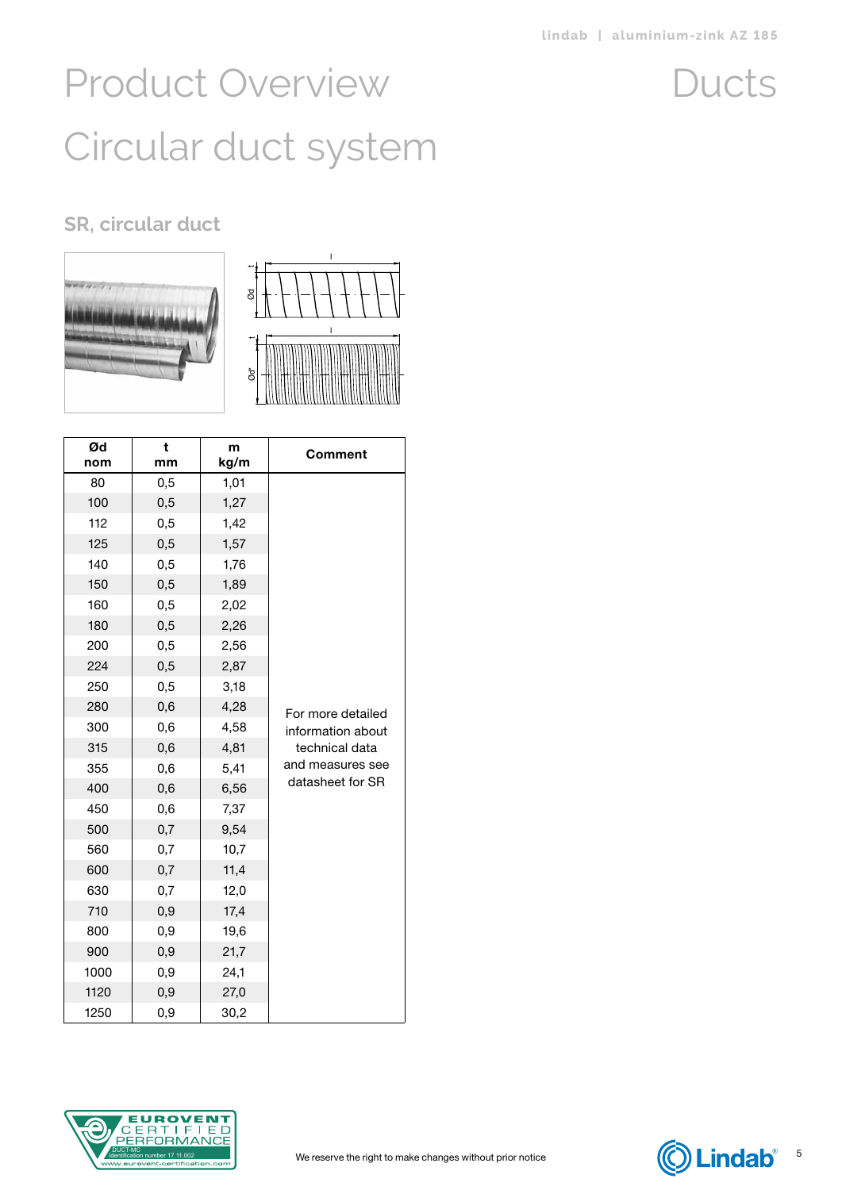# Product Overview

# Ducts

## Circular duct system

### SR, circular duct

| Ød nom | t mm | m kg/m | Comment |
|---|---|---|---|
| 80 | 0,5 | 1,01 | For more detailed information about technical data and measures see datasheet for SR |
| 100 | 0,5 | 1,27 | |
| 112 | 0,5 | 1,42 | |
| 125 | 0,5 | 1,57 | |
| 140 | 0,5 | 1,76 | |
| 150 | 0,5 | 1,89 | |
| 160 | 0,5 | 2,02 | |
| 180 | 0,5 | 2,26 | |
| 200 | 0,5 | 2,56 | |
| 224 | 0,5 | 2,87 | |
| 250 | 0,5 | 3,18 | |
| 280 | 0,6 | 4,28 | |
| 300 | 0,6 | 4,58 | |
| 315 | 0,6 | 4,81 | |
| 355 | 0,6 | 5,41 | |
| 400 | 0,6 | 6,56 | |
| 450 | 0,6 | 7,37 | |
| 500 | 0,7 | 9,54 | |
| 560 | 0,7 | 10,7 | |
| 600 | 0,7 | 11,4 | |
| 630 | 0,7 | 12,0 | |
| 710 | 0,9 | 17,4 | |
| 800 | 0,9 | 19,6 | |
| 900 | 0,9 | 21,7 | |
| 1000 | 0,9 | 24,1 | |
| 1120 | 0,9 | 27,0 | |
| 1250 | 0,9 | 30,2 | |

We reserve the right to make changes without prior notice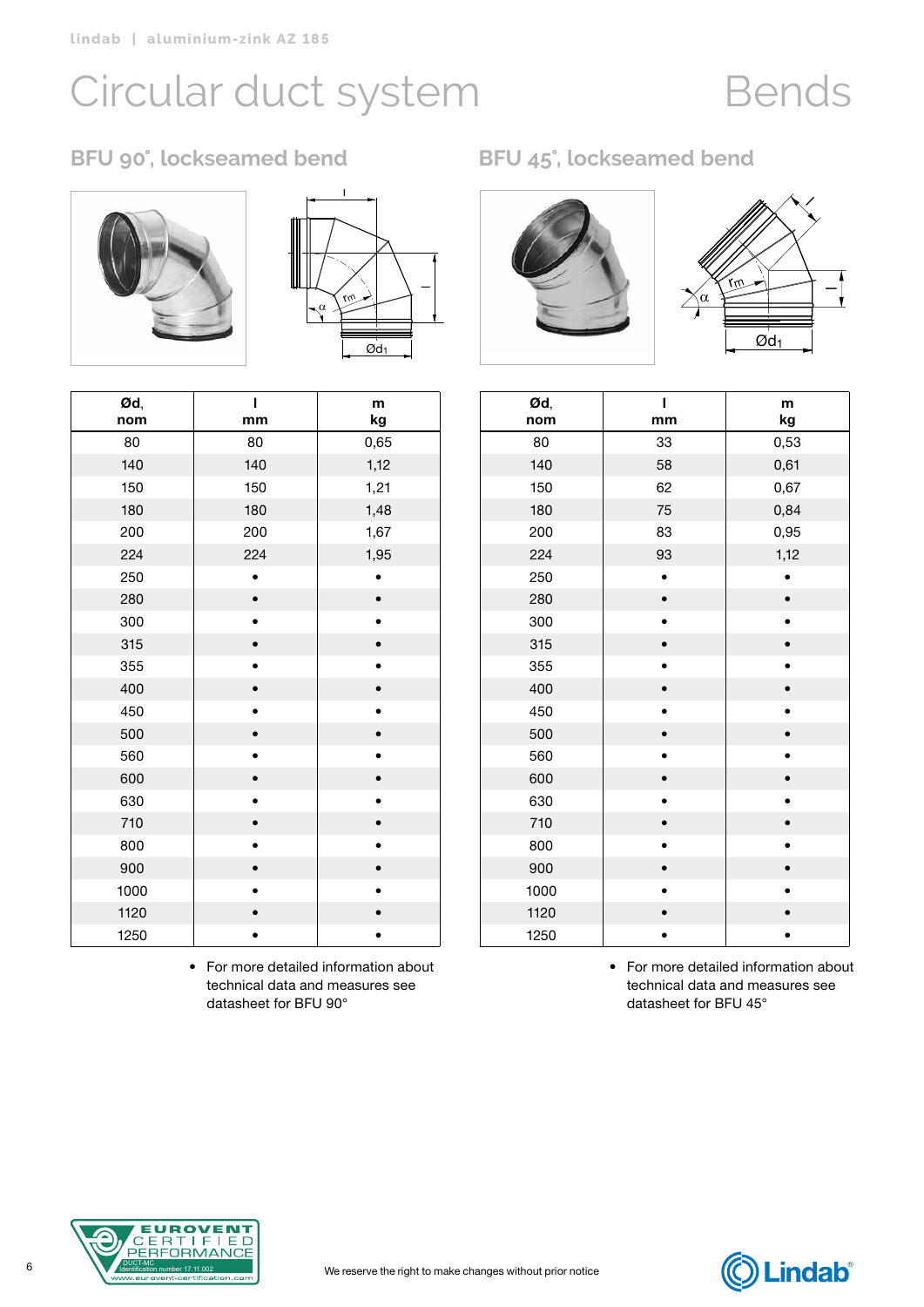# Circular duct system

# Bends

## BFU 90°, lockseamed bend

| Ød, nom | l mm | m kg |
|---|---|---|
| 80 | 80 | 0,65 |
| 140 | 140 | 1,12 |
| 150 | 150 | 1,21 |
| 180 | 180 | 1,48 |
| 200 | 200 | 1,67 |
| 224 | 224 | 1,95 |
| 250 | • | • |
| 280 | • | • |
| 300 | • | • |
| 315 | • | • |
| 355 | • | • |
| 400 | • | • |
| 450 | • | • |
| 500 | • | • |
| 560 | • | • |
| 600 | • | • |
| 630 | • | • |
| 710 | • | • |
| 800 | • | • |
| 900 | • | • |
| 1000 | • | • |
| 1120 | • | • |
| 1250 | • | • |

- For more detailed information about technical data and measures see datasheet for BFU 90°

## BFU 45°, lockseamed bend

| Ød, nom | l mm | m kg |
|---|---|---|
| 80 | 33 | 0,53 |
| 140 | 58 | 0,61 |
| 150 | 62 | 0,67 |
| 180 | 75 | 0,84 |
| 200 | 83 | 0,95 |
| 224 | 93 | 1,12 |
| 250 | • | • |
| 280 | • | • |
| 300 | • | • |
| 315 | • | • |
| 355 | • | • |
| 400 | • | • |
| 450 | • | • |
| 500 | • | • |
| 560 | • | • |
| 600 | • | • |
| 630 | • | • |
| 710 | • | • |
| 800 | • | • |
| 900 | • | • |
| 1000 | • | • |
| 1120 | • | • |
| 1250 | • | • |

- For more detailed information about technical data and measures see datasheet for BFU 45°

We reserve the right to make changes without prior notice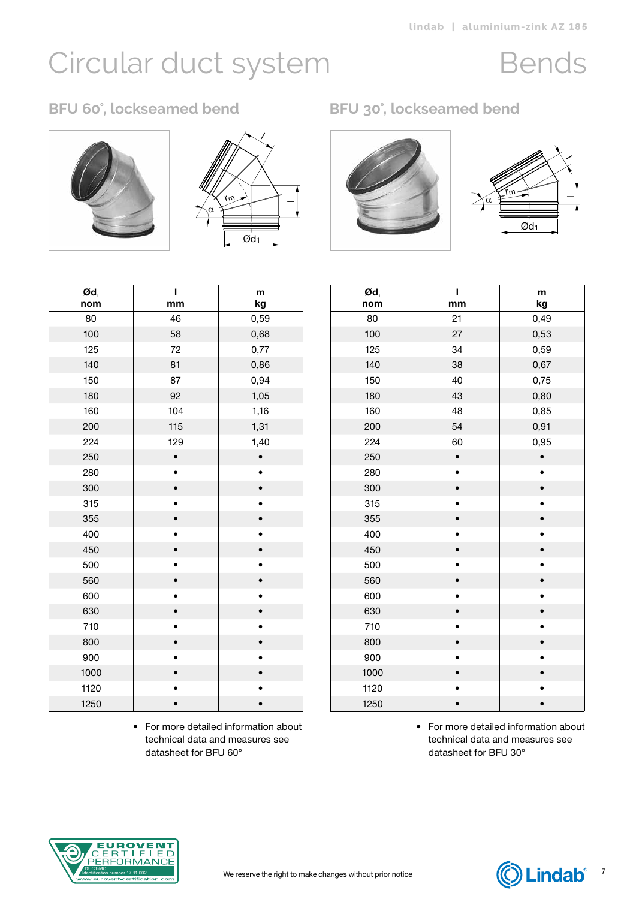# Circular duct system

# Bends

## BFU 60°, lockseamed bend

| Ød, nom | l mm | m kg |
|---|---|---|
| 80 | 46 | 0,59 |
| 100 | 58 | 0,68 |
| 125 | 72 | 0,77 |
| 140 | 81 | 0,86 |
| 150 | 87 | 0,94 |
| 180 | 92 | 1,05 |
| 160 | 104 | 1,16 |
| 200 | 115 | 1,31 |
| 224 | 129 | 1,40 |
| 250 | • | • |
| 280 | • | • |
| 300 | • | • |
| 315 | • | • |
| 355 | • | • |
| 400 | • | • |
| 450 | • | • |
| 500 | • | • |
| 560 | • | • |
| 600 | • | • |
| 630 | • | • |
| 710 | • | • |
| 800 | • | • |
| 900 | • | • |
| 1000 | • | • |
| 1120 | • | • |
| 1250 | • | • |

- For more detailed information about technical data and measures see datasheet for BFU 60°

## BFU 30°, lockseamed bend

| Ød, nom | l mm | m kg |
|---|---|---|
| 80 | 21 | 0,49 |
| 100 | 27 | 0,53 |
| 125 | 34 | 0,59 |
| 140 | 38 | 0,67 |
| 150 | 40 | 0,75 |
| 180 | 43 | 0,80 |
| 160 | 48 | 0,85 |
| 200 | 54 | 0,91 |
| 224 | 60 | 0,95 |
| 250 | • | • |
| 280 | • | • |
| 300 | • | • |
| 315 | • | • |
| 355 | • | • |
| 400 | • | • |
| 450 | • | • |
| 500 | • | • |
| 560 | • | • |
| 600 | • | • |
| 630 | • | • |
| 710 | • | • |
| 800 | • | • |
| 900 | • | • |
| 1000 | • | • |
| 1120 | • | • |
| 1250 | • | • |

- For more detailed information about technical data and measures see datasheet for BFU 30°

We reserve the right to make changes without prior notice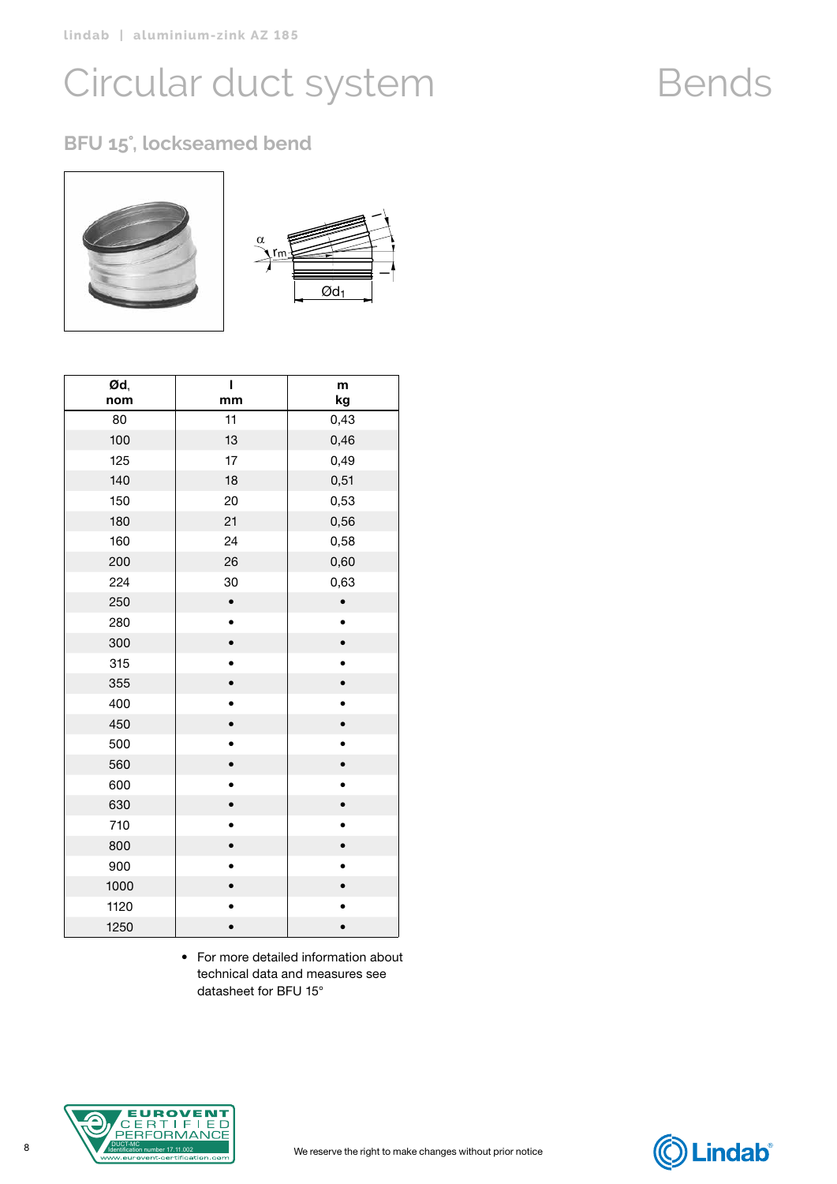# Circular duct system

# Bends

## BFU 15°, lockseamed bend

| Ød, nom | l mm | m kg |
|---|---|---|
| 80 | 11 | 0,43 |
| 100 | 13 | 0,46 |
| 125 | 17 | 0,49 |
| 140 | 18 | 0,51 |
| 150 | 20 | 0,53 |
| 180 | 21 | 0,56 |
| 160 | 24 | 0,58 |
| 200 | 26 | 0,60 |
| 224 | 30 | 0,63 |
| 250 | • | • |
| 280 | • | • |
| 300 | • | • |
| 315 | • | • |
| 355 | • | • |
| 400 | • | • |
| 450 | • | • |
| 500 | • | • |
| 560 | • | • |
| 600 | • | • |
| 630 | • | • |
| 710 | • | • |
| 800 | • | • |
| 900 | • | • |
| 1000 | • | • |
| 1120 | • | • |
| 1250 | • | • |

- For more detailed information about technical data and measures see datasheet for BFU 15°

We reserve the right to make changes without prior notice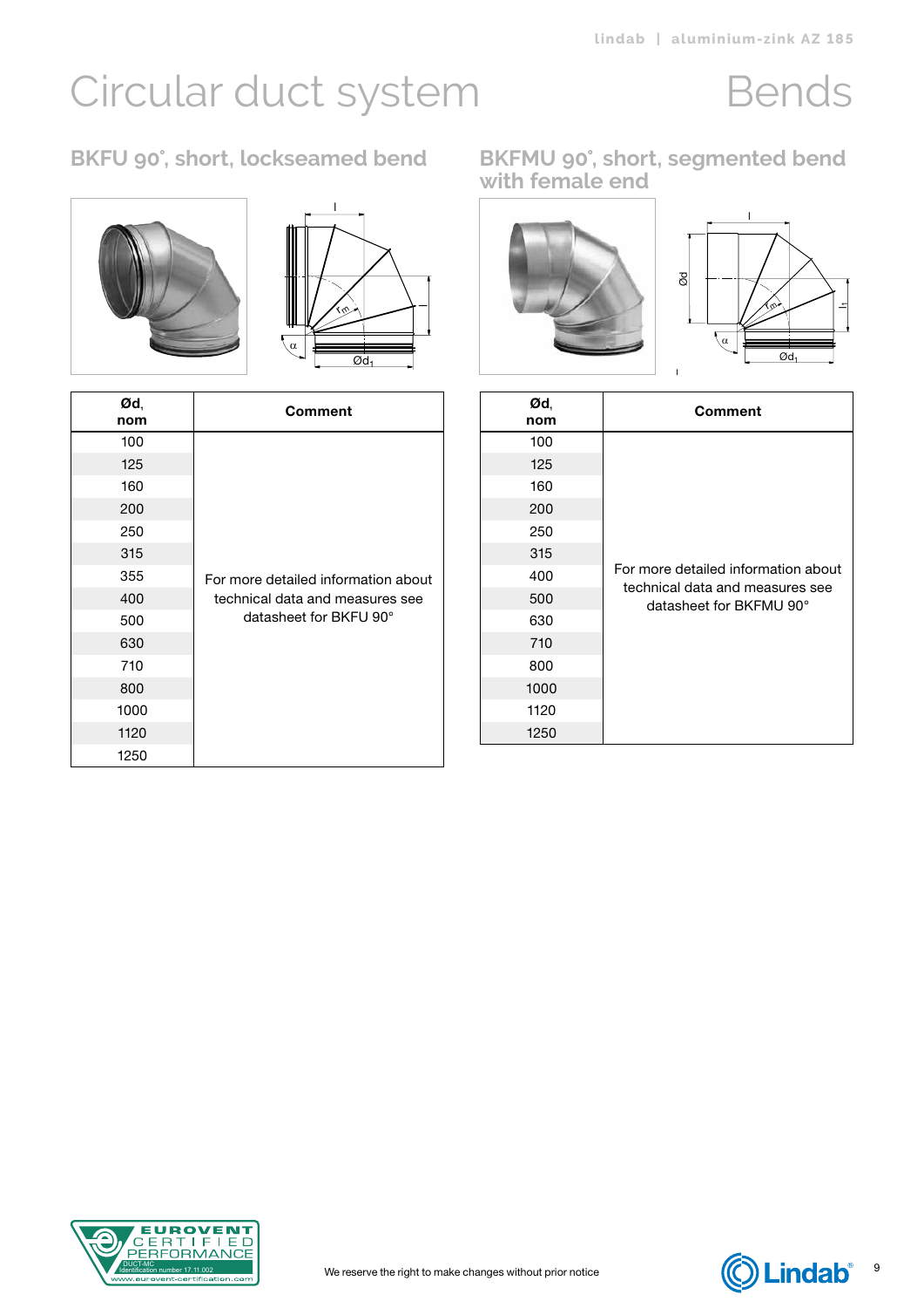# Circular duct system

# Bends

## BKFU 90°, short, lockseamed bend

| Ød, nom | Comment |
|---|---|
| 100 | For more detailed information about technical data and measures see datasheet for BKFU 90° |
| 125 | |
| 160 | |
| 200 | |
| 250 | |
| 315 | |
| 355 | |
| 400 | |
| 500 | |
| 630 | |
| 710 | |
| 800 | |
| 1000 | |
| 1120 | |
| 1250 | |

## BKFMU 90°, short, segmented bend with female end

| Ød, nom | Comment |
|---|---|
| 100 | For more detailed information about technical data and measures see datasheet for BKFMU 90° |
| 125 | |
| 160 | |
| 200 | |
| 250 | |
| 315 | |
| 400 | |
| 500 | |
| 630 | |
| 710 | |
| 800 | |
| 1000 | |
| 1120 | |
| 1250 | |

We reserve the right to make changes without prior notice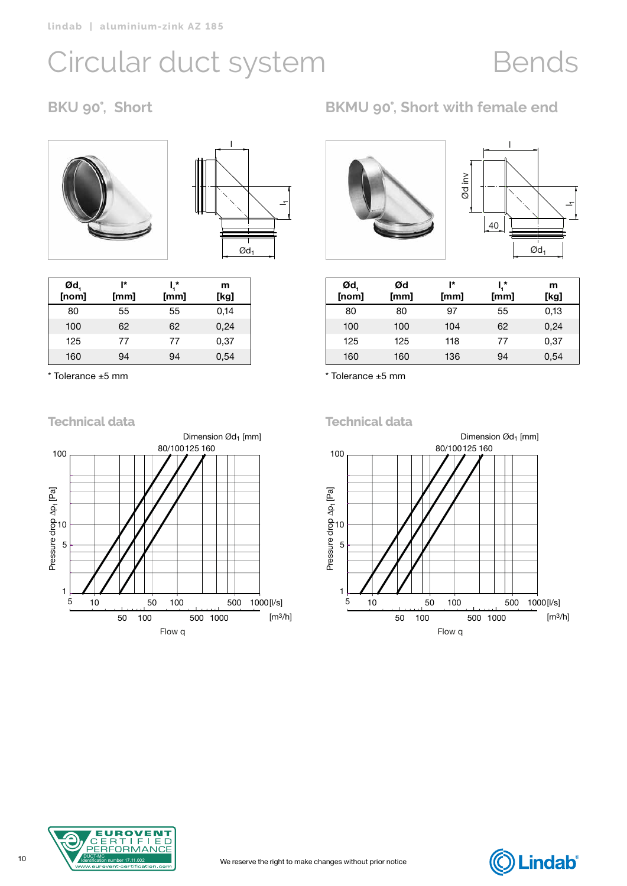lindab | aluminium-zink AZ 185

# Circular duct system

# Bends

## BKU 90°, Short

| $Ød_1$ [nom] | l* [mm] | $l_1$* [mm] | m [kg] |
|---|---|---|---|
| 80 | 55 | 55 | 0,14 |
| 100 | 62 | 62 | 0,24 |
| 125 | 77 | 77 | 0,37 |
| 160 | 94 | 94 | 0,54 |

* Tolerance ±5 mm

### Technical data

## BKMU 90°, Short with female end

| $Ød_1$ [nom] | Ød [mm] | l* [mm] | $l_1$* [mm] | m [kg] |
|---|---|---|---|---|
| 80 | 80 | 97 | 55 | 0,13 |
| 100 | 100 | 104 | 62 | 0,24 |
| 125 | 125 | 118 | 77 | 0,37 |
| 160 | 160 | 136 | 94 | 0,54 |

* Tolerance ±5 mm

### Technical data

We reserve the right to make changes without prior notice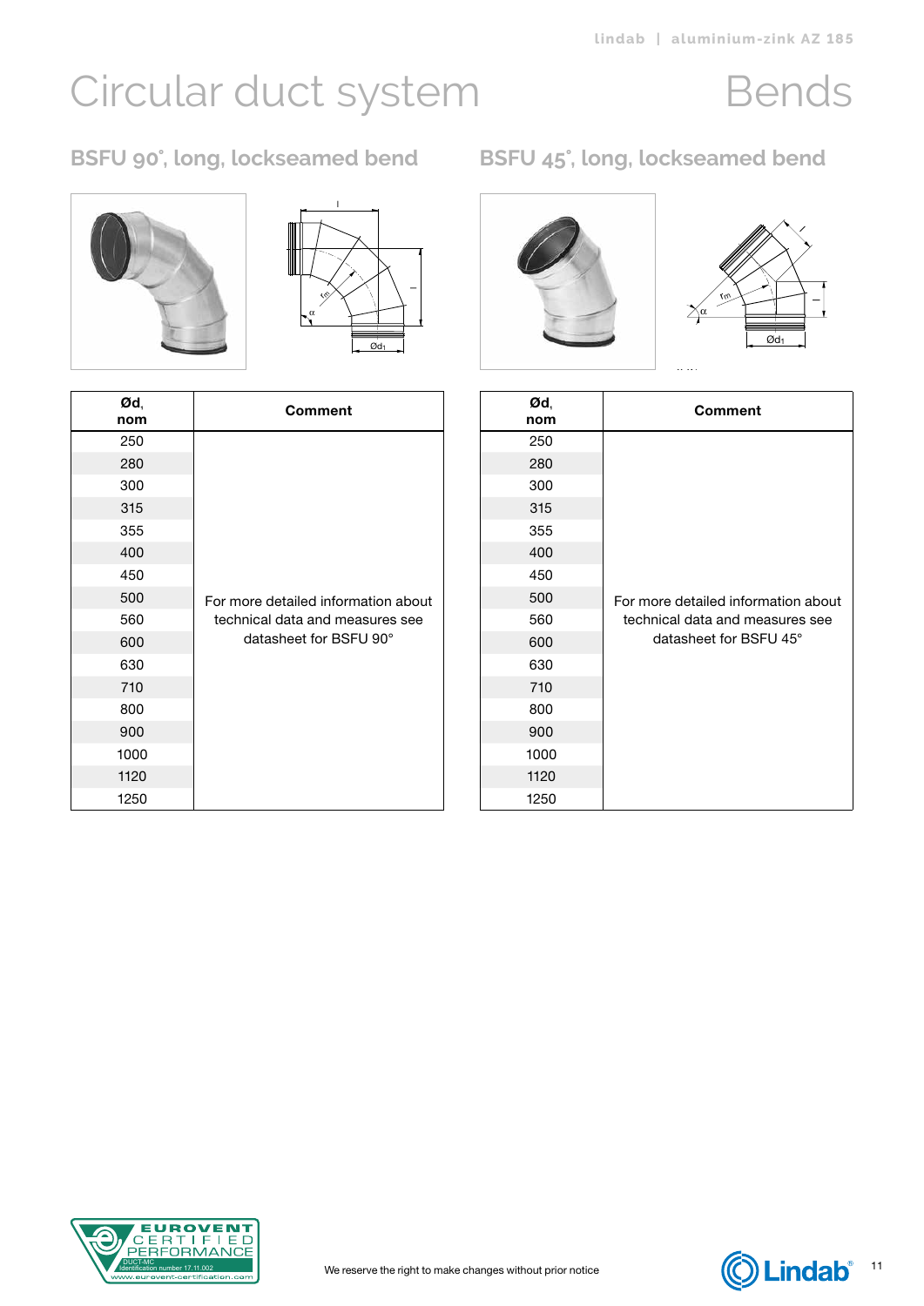# Circular duct system — Bends

## BSFU 90°, long, lockseamed bend

| Ød, nom | Comment |
|---|---|
| 250 | For more detailed information about technical data and measures see datasheet for BSFU 90° |
| 280 | |
| 300 | |
| 315 | |
| 355 | |
| 400 | |
| 450 | |
| 500 | |
| 560 | |
| 600 | |
| 630 | |
| 710 | |
| 800 | |
| 900 | |
| 1000 | |
| 1120 | |
| 1250 | |

## BSFU 45°, long, lockseamed bend

| Ød, nom | Comment |
|---|---|
| 250 | For more detailed information about technical data and measures see datasheet for BSFU 45° |
| 280 | |
| 300 | |
| 315 | |
| 355 | |
| 400 | |
| 450 | |
| 500 | |
| 560 | |
| 600 | |
| 630 | |
| 710 | |
| 800 | |
| 900 | |
| 1000 | |
| 1120 | |
| 1250 | |

We reserve the right to make changes without prior notice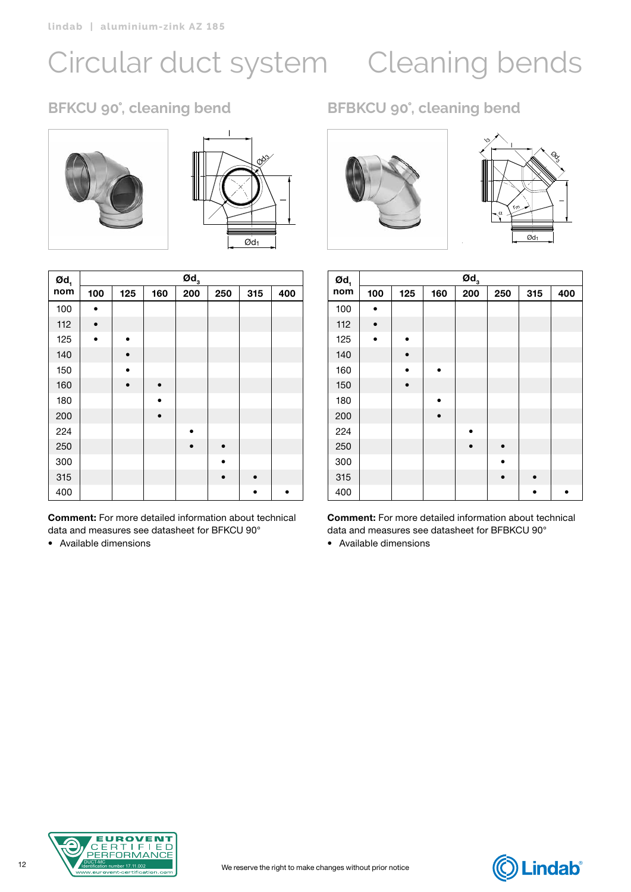# Circular duct system — Cleaning bends

## BFKCU 90°, cleaning bend

| $Ød_1$ nom | $Ød_3$ | | | | | | |
|---|---|---|---|---|---|---|---|
| | 100 | 125 | 160 | 200 | 250 | 315 | 400 |
| 100 | • | | | | | | |
| 112 | • | | | | | | |
| 125 | • | • | | | | | |
| 140 | | • | | | | | |
| 150 | | • | | | | | |
| 160 | | • | • | | | | |
| 180 | | | • | | | | |
| 200 | | | • | | | | |
| 224 | | | | • | | | |
| 250 | | | | • | • | | |
| 300 | | | | | • | | |
| 315 | | | | | • | • | |
| 400 | | | | | | • | • |

**Comment:** For more detailed information about technical data and measures see datasheet for BFKCU 90°

- Available dimensions

## BFBKCU 90°, cleaning bend

| $Ød_1$ nom | $Ød_3$ | | | | | | |
|---|---|---|---|---|---|---|---|
| | 100 | 125 | 160 | 200 | 250 | 315 | 400 |
| 100 | • | | | | | | |
| 112 | • | | | | | | |
| 125 | • | • | | | | | |
| 140 | | • | | | | | |
| 160 | | • | • | | | | |
| 150 | | • | | | | | |
| 180 | | | • | | | | |
| 200 | | | • | | | | |
| 224 | | | | • | | | |
| 250 | | | | • | • | | |
| 300 | | | | | • | | |
| 315 | | | | | • | • | |
| 400 | | | | | | • | • |

**Comment:** For more detailed information about technical data and measures see datasheet for BFBKCU 90°

- Available dimensions

We reserve the right to make changes without prior notice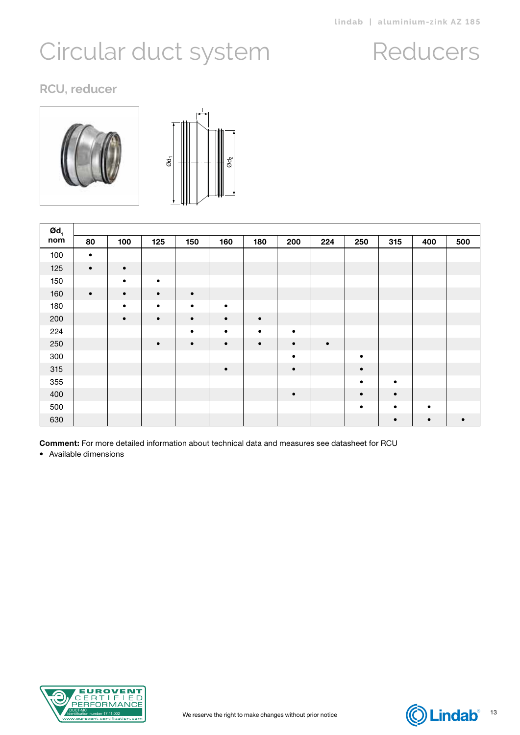# Circular duct system

# Reducers

## RCU, reducer

| Ød₁ nom | 80 | 100 | 125 | 150 | 160 | 180 | 200 | 224 | 250 | 315 | 400 | 500 |
|---|---|---|---|---|---|---|---|---|---|---|---|---|
| 100 | • | | | | | | | | | | | |
| 125 | • | • | | | | | | | | | | |
| 150 | | • | • | | | | | | | | | |
| 160 | • | • | • | • | | | | | | | | |
| 180 | | • | • | • | • | | | | | | | |
| 200 | | • | • | • | • | • | | | | | | |
| 224 | | | | • | • | • | • | | | | | |
| 250 | | | • | • | • | • | • | • | | | | |
| 300 | | | | | | | • | | • | | | |
| 315 | | | | | • | | • | | • | | | |
| 355 | | | | | | | | | • | • | | |
| 400 | | | | | | | • | | • | • | | |
| 500 | | | | | | | | | • | • | • | |
| 630 | | | | | | | | | | • | • | • |

**Comment:** For more detailed information about technical data and measures see datasheet for RCU

- Available dimensions

We reserve the right to make changes without prior notice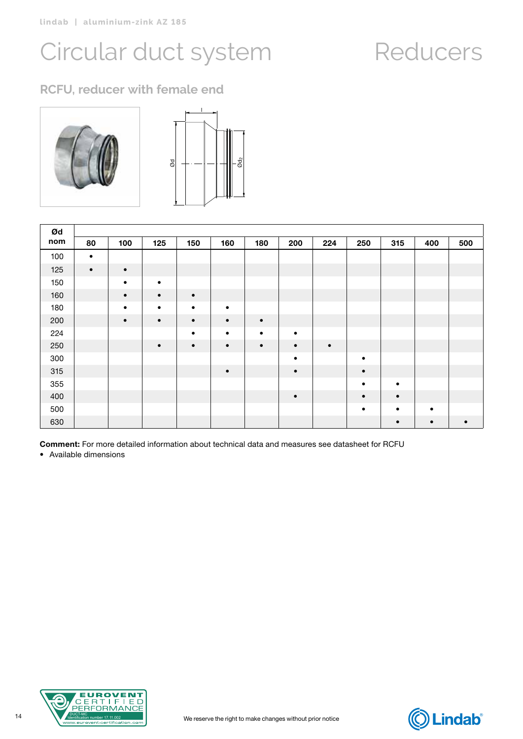# Circular duct system

# Reducers

## RCFU, reducer with female end

| Ød nom | 80 | 100 | 125 | 150 | 160 | 180 | 200 | 224 | 250 | 315 | 400 | 500 |
|---|---|---|---|---|---|---|---|---|---|---|---|---|
| 100 | • | | | | | | | | | | | |
| 125 | • | • | | | | | | | | | | |
| 150 | | • | • | | | | | | | | | |
| 160 | | • | • | • | | | | | | | | |
| 180 | | • | • | • | • | | | | | | | |
| 200 | | • | • | • | • | • | | | | | | |
| 224 | | | | • | • | • | • | | | | | |
| 250 | | | • | • | • | • | • | • | | | | |
| 300 | | | | | | | • | | • | | | |
| 315 | | | | | • | | • | | • | | | |
| 355 | | | | | | | | | • | • | | |
| 400 | | | | | | | • | | • | • | | |
| 500 | | | | | | | | | • | • | • | |
| 630 | | | | | | | | | | • | • | • |

**Comment:** For more detailed information about technical data and measures see datasheet for RCFU

- Available dimensions

We reserve the right to make changes without prior notice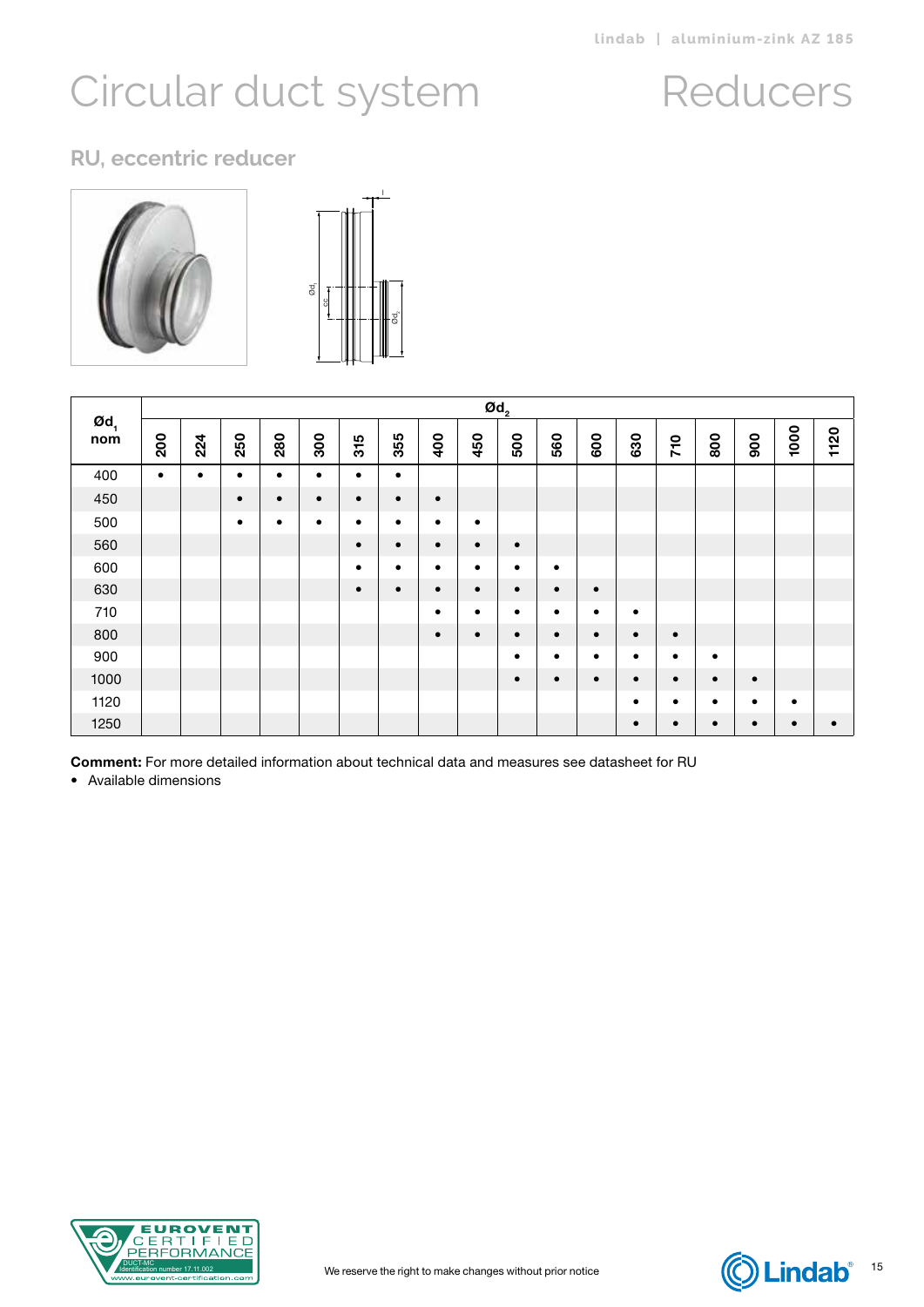# Circular duct system

# Reducers

## RU, eccentric reducer

| $Ød_1$ nom | $Ød_2$ | | | | | | | | | | | | | | | | | |
|---|---|---|---|---|---|---|---|---|---|---|---|---|---|---|---|---|---|---|
| | 200 | 224 | 250 | 280 | 300 | 315 | 355 | 400 | 450 | 500 | 560 | 600 | 630 | 710 | 800 | 900 | 1000 | 1120 |
| 400 | • | • | • | • | • | • | • | | | | | | | | | | | |
| 450 | | | • | • | • | • | • | • | | | | | | | | | | |
| 500 | | | • | • | • | • | • | • | • | | | | | | | | | |
| 560 | | | | | | • | • | • | • | • | | | | | | | | |
| 600 | | | | | | • | • | • | • | • | • | | | | | | | |
| 630 | | | | | | • | • | • | • | • | • | • | | | | | | |
| 710 | | | | | | | | • | • | • | • | • | • | | | | | |
| 800 | | | | | | | | • | • | • | • | • | • | • | | | | |
| 900 | | | | | | | | | | • | • | • | • | • | • | | | |
| 1000 | | | | | | | | | | • | • | • | • | • | • | • | | |
| 1120 | | | | | | | | | | | | | • | • | • | • | • | |
| 1250 | | | | | | | | | | | | | • | • | • | • | • | • |

**Comment:** For more detailed information about technical data and measures see datasheet for RU

- Available dimensions

We reserve the right to make changes without prior notice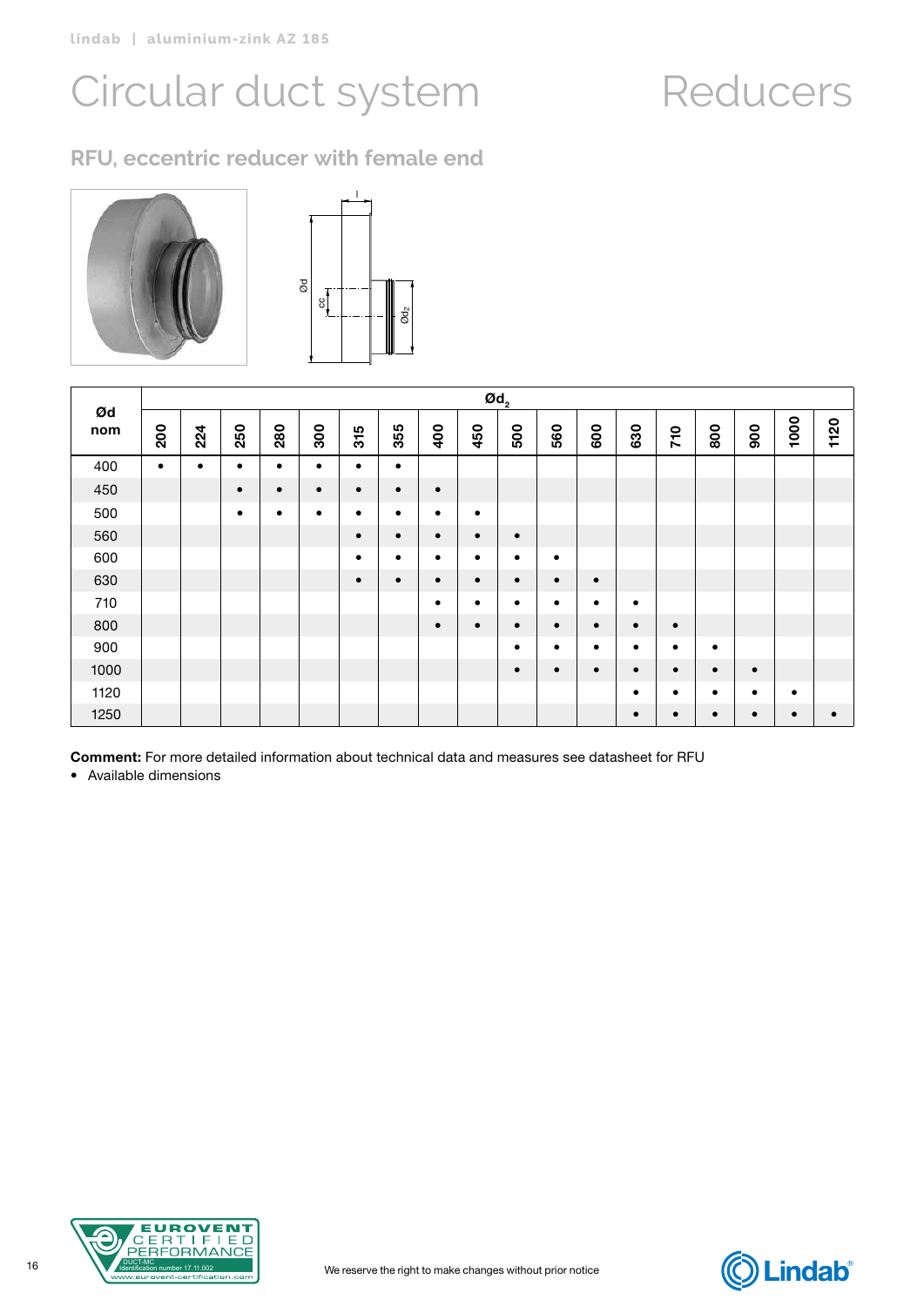# Circular duct system

# Reducers

## RFU, eccentric reducer with female end

| Ød nom | Ød2 | | | | | | | | | | | | | | | | | |
|---|---|---|---|---|---|---|---|---|---|---|---|---|---|---|---|---|---|---|
| | 200 | 224 | 250 | 280 | 300 | 315 | 355 | 400 | 450 | 500 | 560 | 600 | 630 | 710 | 800 | 900 | 1000 | 1120 |
| 400 | • | • | • | • | • | • | • | | | | | | | | | | | |
| 450 | | | • | • | • | • | • | • | | | | | | | | | | |
| 500 | | | • | • | • | • | • | • | • | | | | | | | | | |
| 560 | | | | | | • | • | • | • | • | | | | | | | | |
| 600 | | | | | | • | • | • | • | • | • | | | | | | | |
| 630 | | | | | | • | • | • | • | • | • | • | | | | | | |
| 710 | | | | | | | | • | • | • | • | • | • | | | | | |
| 800 | | | | | | | | • | • | • | • | • | • | • | | | | |
| 900 | | | | | | | | | | • | • | • | • | • | • | | | |
| 1000 | | | | | | | | | | • | • | • | • | • | • | • | | |
| 1120 | | | | | | | | | | | | | • | • | • | • | • | |
| 1250 | | | | | | | | | | | | | • | • | • | • | • | • |

**Comment:** For more detailed information about technical data and measures see datasheet for RFU

- Available dimensions

We reserve the right to make changes without prior notice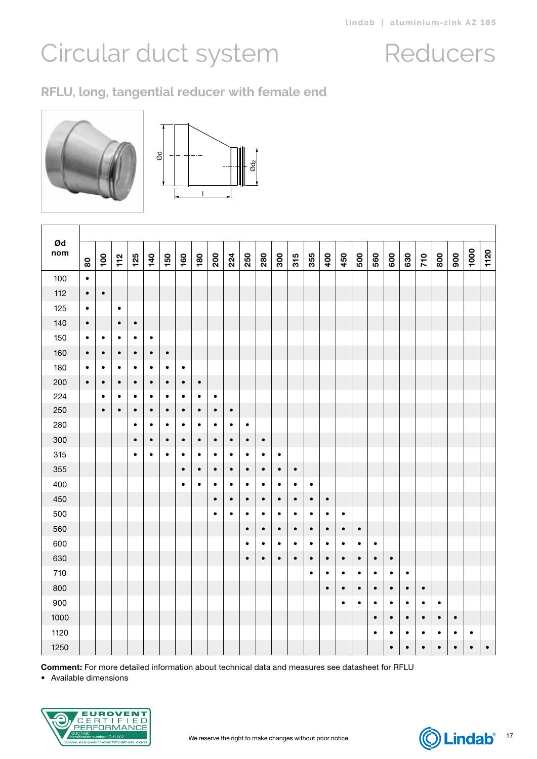# Circular duct system

# Reducers

## RFLU, long, tangential reducer with female end

| Ød nom | 80 | 100 | 112 | 125 | 140 | 150 | 160 | 180 | 200 | 224 | 250 | 280 | 300 | 315 | 355 | 400 | 450 | 500 | 560 | 600 | 630 | 710 | 800 | 900 | 1000 | 1120 |
|---|---|---|---|---|---|---|---|---|---|---|---|---|---|---|---|---|---|---|---|---|---|---|---|---|---|---|
| 100 | • | | | | | | | | | | | | | | | | | | | | | | | | | |
| 112 | • | • | | | | | | | | | | | | | | | | | | | | | | | | |
| 125 | • | | • | | | | | | | | | | | | | | | | | | | | | | | |
| 140 | • | | • | • | | | | | | | | | | | | | | | | | | | | | | |
| 150 | • | • | • | • | • | | | | | | | | | | | | | | | | | | | | | |
| 160 | • | • | • | • | • | • | | | | | | | | | | | | | | | | | | | | |
| 180 | • | • | • | • | • | • | • | | | | | | | | | | | | | | | | | | | |
| 200 | • | • | • | • | • | • | • | • | | | | | | | | | | | | | | | | | | |
| 224 | | • | • | • | • | • | • | • | • | | | | | | | | | | | | | | | | | |
| 250 | | • | • | • | • | • | • | • | • | • | | | | | | | | | | | | | | | | |
| 280 | | | | • | • | • | • | • | • | • | • | | | | | | | | | | | | | | | |
| 300 | | | | • | • | • | • | • | • | • | • | • | | | | | | | | | | | | | | |
| 315 | | | | • | • | • | • | • | • | • | • | • | • | | | | | | | | | | | | | |
| 355 | | | | | | | • | • | • | • | • | • | • | • | | | | | | | | | | | | |
| 400 | | | | | | | • | • | • | • | • | • | • | • | • | | | | | | | | | | | |
| 450 | | | | | | | | | • | • | • | • | • | • | • | • | | | | | | | | | | |
| 500 | | | | | | | | | • | • | • | • | • | • | • | • | • | | | | | | | | | |
| 560 | | | | | | | | | | | • | • | • | • | • | • | • | • | | | | | | | | |
| 600 | | | | | | | | | | | • | • | • | • | • | • | • | • | • | | | | | | | |
| 630 | | | | | | | | | | | • | • | • | • | • | • | • | • | • | • | | | | | | |
| 710 | | | | | | | | | | | | | | | • | • | • | • | • | • | • | | | | | |
| 800 | | | | | | | | | | | | | | | | • | • | • | • | • | • | • | | | | |
| 900 | | | | | | | | | | | | | | | | | • | • | • | • | • | • | • | | | |
| 1000 | | | | | | | | | | | | | | | | | | | • | • | • | • | • | • | | |
| 1120 | | | | | | | | | | | | | | | | | | | • | • | • | • | • | • | • | |
| 1250 | | | | | | | | | | | | | | | | | | | | • | • | • | • | • | • | • |

**Comment:** For more detailed information about technical data and measures see datasheet for RFLU

• Available dimensions

We reserve the right to make changes without prior notice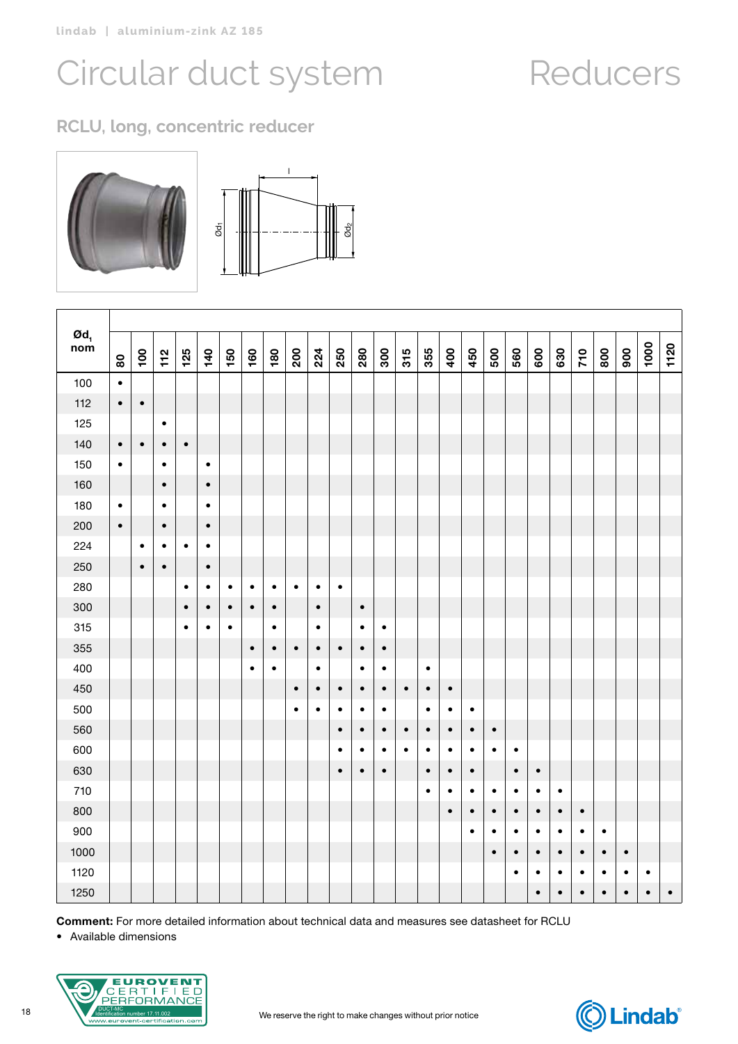# Circular duct system — Reducers

## RCLU, long, concentric reducer

| $Ød_1$ nom | 80 | 100 | 112 | 125 | 140 | 150 | 160 | 180 | 200 | 224 | 250 | 280 | 300 | 315 | 355 | 400 | 450 | 500 | 560 | 600 | 630 | 710 | 800 | 900 | 1000 | 1120 |
|---|---|---|---|---|---|---|---|---|---|---|---|---|---|---|---|---|---|---|---|---|---|---|---|---|---|---|
| 100 | • | | | | | | | | | | | | | | | | | | | | | | | | | |
| 112 | • | • | | | | | | | | | | | | | | | | | | | | | | | | |
| 125 | | | • | | | | | | | | | | | | | | | | | | | | | | | |
| 140 | • | • | • | • | | | | | | | | | | | | | | | | | | | | | | |
| 150 | • | | • | | • | | | | | | | | | | | | | | | | | | | | | |
| 160 | | | • | | • | | | | | | | | | | | | | | | | | | | | | |
| 180 | • | | • | | • | | | | | | | | | | | | | | | | | | | | | |
| 200 | • | | • | | • | | | | | | | | | | | | | | | | | | | | | |
| 224 | | • | • | • | • | | | | | | | | | | | | | | | | | | | | | |
| 250 | | • | • | | • | | | | | | | | | | | | | | | | | | | | | |
| 280 | | | | • | • | • | • | • | • | • | • | | | | | | | | | | | | | | | |
| 300 | | | | • | • | • | • | • | | • | | • | | | | | | | | | | | | | | |
| 315 | | | | • | • | • | | • | | • | | • | • | | | | | | | | | | | | | |
| 355 | | | | | | | • | • | • | • | • | • | • | | | | | | | | | | | | | |
| 400 | | | | | | | • | • | | • | | • | • | | • | | | | | | | | | | | |
| 450 | | | | | | | | | • | • | • | • | • | • | • | • | | | | | | | | | | |
| 500 | | | | | | | | | • | • | • | • | • | | • | • | • | | | | | | | | | |
| 560 | | | | | | | | | | | • | • | • | • | • | • | • | • | | | | | | | | |
| 600 | | | | | | | | | | | • | • | • | • | • | • | • | • | • | | | | | | | |
| 630 | | | | | | | | | | | • | • | • | | • | • | • | | • | • | | | | | | |
| 710 | | | | | | | | | | | | | | | • | • | • | • | • | • | • | | | | | |
| 800 | | | | | | | | | | | | | | | | • | • | • | • | • | • | • | | | | |
| 900 | | | | | | | | | | | | | | | | | • | • | • | • | • | • | • | | | |
| 1000 | | | | | | | | | | | | | | | | | | • | • | • | • | • | • | • | | |
| 1120 | | | | | | | | | | | | | | | | | | | • | • | • | • | • | • | • | |
| 1250 | | | | | | | | | | | | | | | | | | | | • | • | • | • | • | • | • |

**Comment:** For more detailed information about technical data and measures see datasheet for RCLU

• Available dimensions

We reserve the right to make changes without prior notice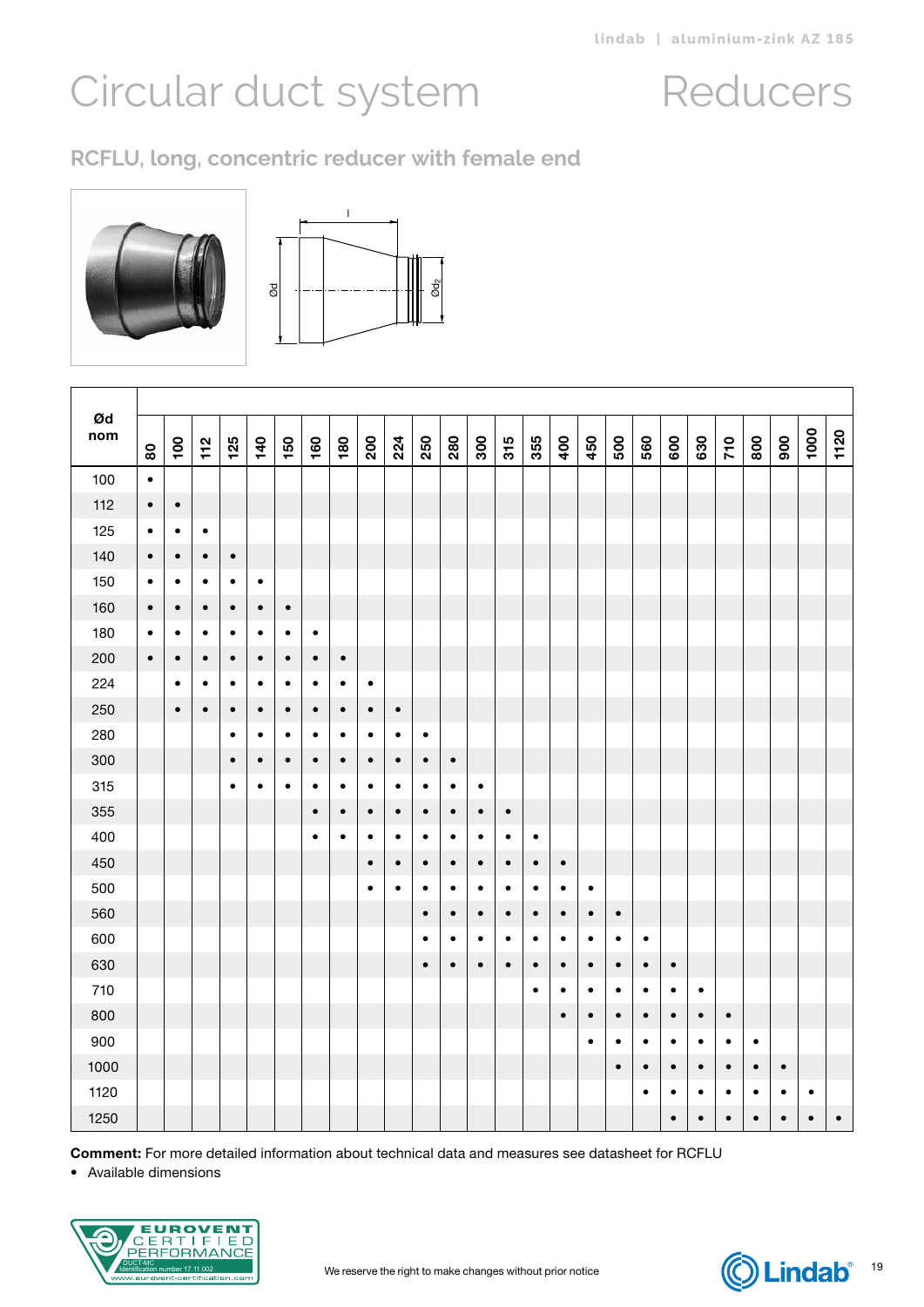# Circular duct system

# Reducers

## RCFLU, long, concentric reducer with female end

| Ød nom | 80 | 100 | 112 | 125 | 140 | 150 | 160 | 180 | 200 | 224 | 250 | 280 | 300 | 315 | 355 | 400 | 450 | 500 | 560 | 600 | 630 | 710 | 800 | 900 | 1000 | 1120 |
|---|---|---|---|---|---|---|---|---|---|---|---|---|---|---|---|---|---|---|---|---|---|---|---|---|---|---|
| 100 | • | | | | | | | | | | | | | | | | | | | | | | | | | |
| 112 | • | • | | | | | | | | | | | | | | | | | | | | | | | | |
| 125 | • | • | • | | | | | | | | | | | | | | | | | | | | | | | |
| 140 | • | • | • | • | | | | | | | | | | | | | | | | | | | | | | |
| 150 | • | • | • | • | • | | | | | | | | | | | | | | | | | | | | | |
| 160 | • | • | • | • | • | • | | | | | | | | | | | | | | | | | | | | |
| 180 | • | • | • | • | • | • | • | | | | | | | | | | | | | | | | | | | |
| 200 | • | • | • | • | • | • | • | • | | | | | | | | | | | | | | | | | | |
| 224 | | • | • | • | • | • | • | • | • | | | | | | | | | | | | | | | | | |
| 250 | | • | • | • | • | • | • | • | • | • | | | | | | | | | | | | | | | | |
| 280 | | | | • | • | • | • | • | • | • | • | | | | | | | | | | | | | | | |
| 300 | | | | • | • | • | • | • | • | • | • | • | | | | | | | | | | | | | | |
| 315 | | | | • | • | • | • | • | • | • | • | • | • | | | | | | | | | | | | | |
| 355 | | | | | | | • | • | • | • | • | • | • | • | | | | | | | | | | | | |
| 400 | | | | | | | • | • | • | • | • | • | • | • | • | | | | | | | | | | | |
| 450 | | | | | | | | | • | • | • | • | • | • | • | • | | | | | | | | | | |
| 500 | | | | | | | | | • | • | • | • | • | • | • | • | • | | | | | | | | | |
| 560 | | | | | | | | | | | • | • | • | • | • | • | • | • | | | | | | | | |
| 600 | | | | | | | | | | | • | • | • | • | • | • | • | • | • | | | | | | | |
| 630 | | | | | | | | | | | • | • | • | • | • | • | • | • | • | • | | | | | | |
| 710 | | | | | | | | | | | | | | | • | • | • | • | • | • | • | | | | | |
| 800 | | | | | | | | | | | | | | | | • | • | • | • | • | • | • | | | | |
| 900 | | | | | | | | | | | | | | | | | • | • | • | • | • | • | • | | | |
| 1000 | | | | | | | | | | | | | | | | | | • | • | • | • | • | • | • | | |
| 1120 | | | | | | | | | | | | | | | | | | | • | • | • | • | • | • | • | |
| 1250 | | | | | | | | | | | | | | | | | | | | • | • | • | • | • | • | • |

**Comment:** For more detailed information about technical data and measures see datasheet for RCFLU

• Available dimensions

We reserve the right to make changes without prior notice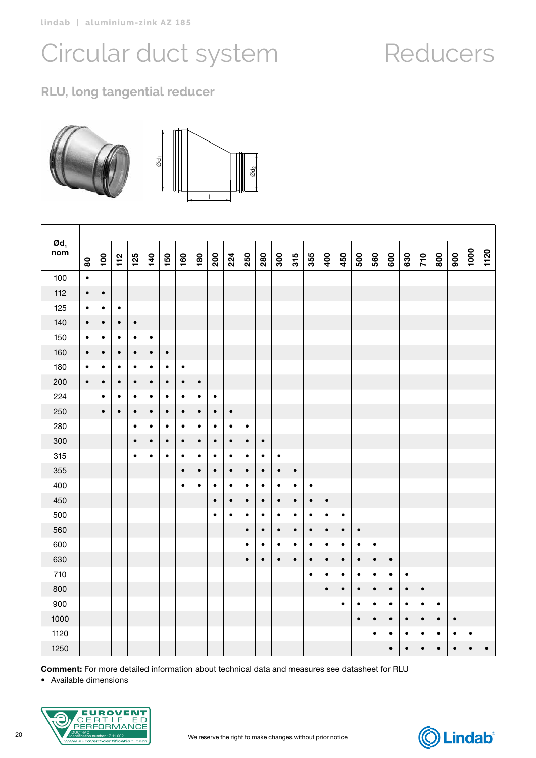# Circular duct system — Reducers

## RLU, long tangential reducer

| Ø$d_1$ nom | 80 | 100 | 112 | 125 | 140 | 150 | 160 | 180 | 200 | 224 | 250 | 280 | 300 | 315 | 355 | 400 | 450 | 500 | 560 | 600 | 630 | 710 | 800 | 900 | 1000 | 1120 |
|---|---|---|---|---|---|---|---|---|---|---|---|---|---|---|---|---|---|---|---|---|---|---|---|---|---|---|
| 100 | • | | | | | | | | | | | | | | | | | | | | | | | | | |
| 112 | • | • | | | | | | | | | | | | | | | | | | | | | | | | |
| 125 | • | • | • | | | | | | | | | | | | | | | | | | | | | | | |
| 140 | • | • | • | • | | | | | | | | | | | | | | | | | | | | | | |
| 150 | • | • | • | • | • | | | | | | | | | | | | | | | | | | | | | |
| 160 | • | • | • | • | • | • | | | | | | | | | | | | | | | | | | | | |
| 180 | • | • | • | • | • | • | • | | | | | | | | | | | | | | | | | | | |
| 200 | • | • | • | • | • | • | • | • | | | | | | | | | | | | | | | | | | |
| 224 | | • | • | • | • | • | • | • | • | | | | | | | | | | | | | | | | | |
| 250 | | • | • | • | • | • | • | • | • | • | | | | | | | | | | | | | | | | |
| 280 | | | | • | • | • | • | • | • | • | • | | | | | | | | | | | | | | | |
| 300 | | | | • | • | • | • | • | • | • | • | • | | | | | | | | | | | | | | |
| 315 | | | | • | • | • | • | • | • | • | • | • | • | | | | | | | | | | | | | |
| 355 | | | | | | | • | • | • | • | • | • | • | • | | | | | | | | | | | | |
| 400 | | | | | | | • | • | • | • | • | • | • | • | • | | | | | | | | | | | |
| 450 | | | | | | | | | • | • | • | • | • | • | • | • | | | | | | | | | | |
| 500 | | | | | | | | | • | • | • | • | • | • | • | • | • | | | | | | | | | |
| 560 | | | | | | | | | | | • | • | • | • | • | • | • | • | | | | | | | | |
| 600 | | | | | | | | | | | • | • | • | • | • | • | • | • | • | | | | | | | |
| 630 | | | | | | | | | | | • | • | • | • | • | • | • | • | • | • | | | | | | |
| 710 | | | | | | | | | | | | | | | • | • | • | • | • | • | • | | | | | |
| 800 | | | | | | | | | | | | | | | | • | • | • | • | • | • | • | | | | |
| 900 | | | | | | | | | | | | | | | | | • | • | • | • | • | • | • | | | |
| 1000 | | | | | | | | | | | | | | | | | | • | • | • | • | • | • | • | | |
| 1120 | | | | | | | | | | | | | | | | | | | • | • | • | • | • | • | • | |
| 1250 | | | | | | | | | | | | | | | | | | | | • | • | • | • | • | • | • |

**Comment:** For more detailed information about technical data and measures see datasheet for RLU

- Available dimensions

We reserve the right to make changes without prior notice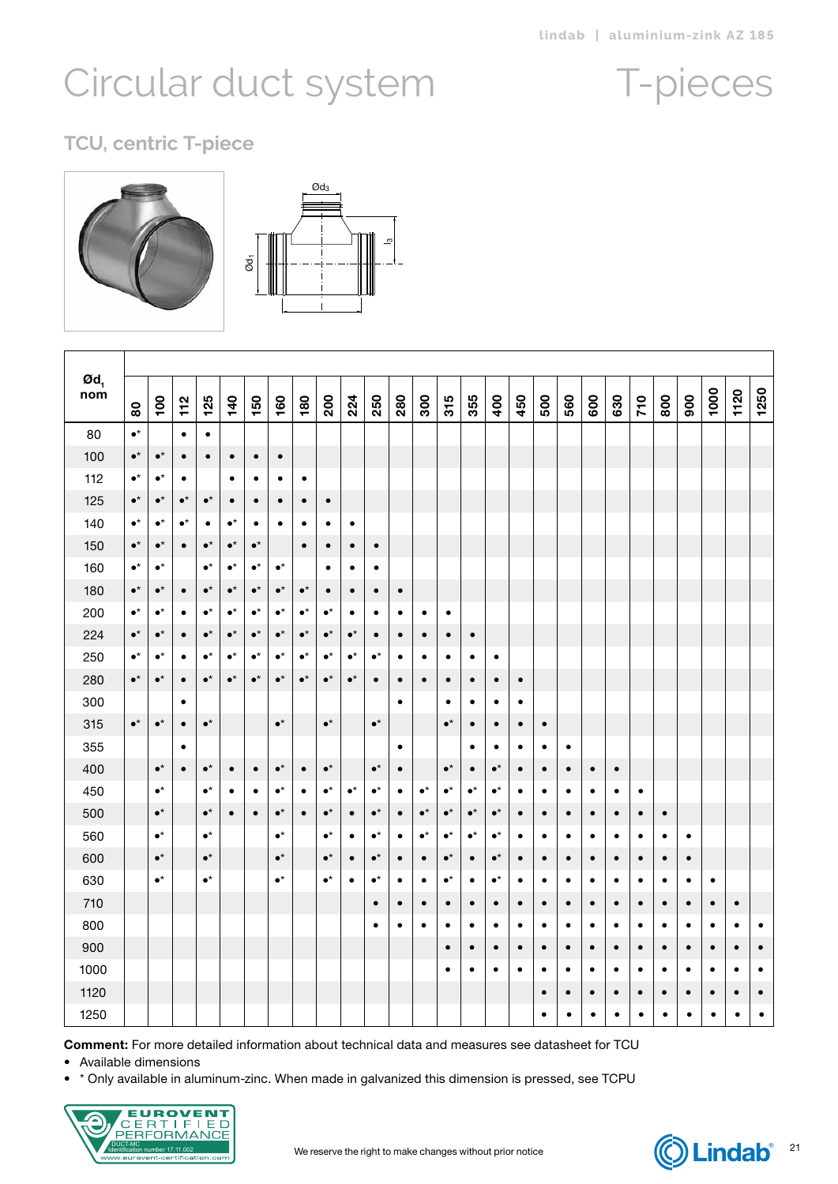# Circular duct system

# T-pieces

## TCU, centric T-piece

| $Ød_1$ nom | 80 | 100 | 112 | 125 | 140 | 150 | 160 | 180 | 200 | 224 | 250 | 280 | 300 | 315 | 355 | 400 | 450 | 500 | 560 | 600 | 630 | 710 | 800 | 900 | 1000 | 1120 | 1250 |
|---|---|---|---|---|---|---|---|---|---|---|---|---|---|---|---|---|---|---|---|---|---|---|---|---|---|---|---|
| 80 | •* | | • | • | | | | | | | | | | | | | | | | | | | | | | | |
| 100 | •* | •* | • | • | • | • | • | | | | | | | | | | | | | | | | | | | | |
| 112 | •* | •* | • | | • | • | • | • | | | | | | | | | | | | | | | | | | | |
| 125 | •* | •* | •* | •* | • | • | • | • | • | | | | | | | | | | | | | | | | | | |
| 140 | •* | •* | •* | • | •* | • | • | • | • | • | | | | | | | | | | | | | | | | | |
| 150 | •* | •* | • | •* | •* | •* | | • | • | • | • | | | | | | | | | | | | | | | | |
| 160 | •* | •* | | •* | •* | •* | •* | | • | • | • | | | | | | | | | | | | | | | | |
| 180 | •* | •* | • | •* | •* | •* | •* | •* | • | • | • | • | | | | | | | | | | | | | | | |
| 200 | •* | •* | • | •* | •* | •* | •* | •* | •* | • | • | • | • | • | | | | | | | | | | | | | |
| 224 | •* | •* | • | •* | •* | •* | •* | •* | •* | •* | • | • | • | • | • | | | | | | | | | | | | |
| 250 | •* | •* | • | •* | •* | •* | •* | •* | •* | •* | •* | • | • | • | • | • | | | | | | | | | | | |
| 280 | •* | •* | • | •* | •* | •* | •* | •* | •* | •* | • | • | • | • | • | • | • | | | | | | | | | | |
| 300 | | | • | | | | | | | | | • | | • | • | • | • | | | | | | | | | | |
| 315 | •* | •* | • | •* | | | •* | | •* | | •* | | | •* | • | • | • | • | | | | | | | | | |
| 355 | | | • | | | | | | | | | • | | | • | • | • | • | • | | | | | | | | |
| 400 | | •* | • | •* | • | • | •* | • | •* | | •* | • | | •* | • | •* | • | • | • | • | • | | | | | | |
| 450 | | •* | | •* | • | • | •* | • | •* | •* | •* | • | •* | •* | •* | •* | • | • | • | • | • | • | | | | | |
| 500 | | •* | | •* | • | • | •* | • | •* | • | •* | • | •* | •* | •* | •* | • | • | • | • | • | • | • | | | | |
| 560 | | •* | | •* | | | •* | | •* | • | •* | • | •* | •* | •* | •* | • | • | • | • | • | • | • | • | | | |
| 600 | | •* | | •* | | | •* | | •* | • | •* | • | • | •* | • | •* | • | • | • | • | • | • | • | • | | | |
| 630 | | •* | | •* | | | •* | | •* | • | •* | • | • | •* | • | •* | • | • | • | • | • | • | • | • | • | | |
| 710 | | | | | | | | | | | • | • | • | • | • | • | • | • | • | • | • | • | • | • | • | • | |
| 800 | | | | | | | | | | | • | • | • | • | • | • | • | • | • | • | • | • | • | • | • | • | • |
| 900 | | | | | | | | | | | | | | • | • | • | • | • | • | • | • | • | • | • | • | • | • |
| 1000 | | | | | | | | | | | | | | • | • | • | • | • | • | • | • | • | • | • | • | • | • |
| 1120 | | | | | | | | | | | | | | | | | | • | • | • | • | • | • | • | • | • | • |
| 1250 | | | | | | | | | | | | | | | | | | • | • | • | • | • | • | • | • | • | • |

**Comment:** For more detailed information about technical data and measures see datasheet for TCU

- Available dimensions
- * Only available in aluminum-zinc. When made in galvanized this dimension is pressed, see TCPU

We reserve the right to make changes without prior notice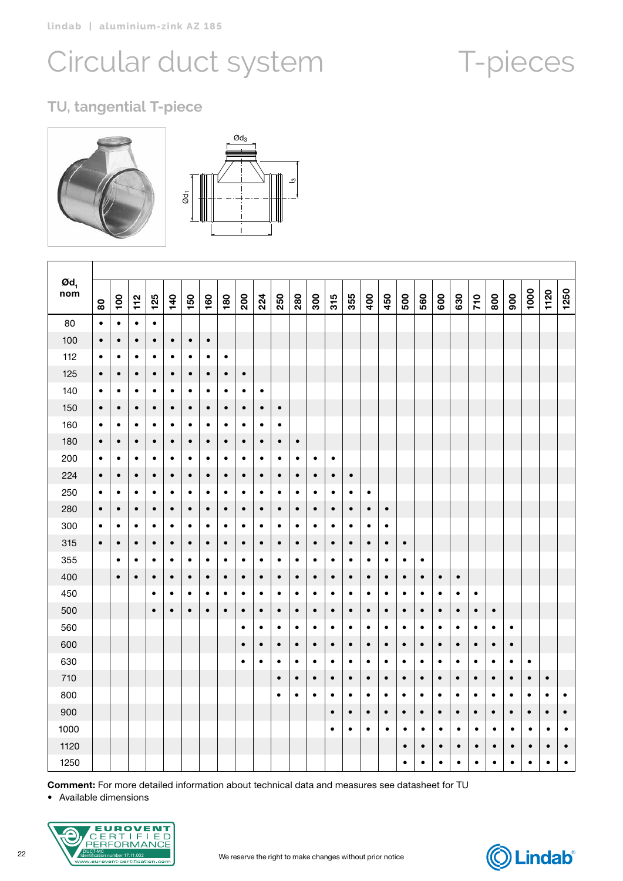# Circular duct system

# T-pieces

## TU, tangential T-piece

Ød3

Ød1

l3

l

| $Ød_1$ nom | 80 | 100 | 112 | 125 | 140 | 150 | 160 | 180 | 200 | 224 | 250 | 280 | 300 | 315 | 355 | 400 | 450 | 500 | 560 | 600 | 630 | 710 | 800 | 900 | 1000 | 1120 | 1250 |
|---|---|---|---|---|---|---|---|---|---|---|---|---|---|---|---|---|---|---|---|---|---|---|---|---|---|---|---|
| 80 | • | • | • | • | | | | | | | | | | | | | | | | | | | | | | | |
| 100 | • | • | • | • | • | • | • | | | | | | | | | | | | | | | | | | | | |
| 112 | • | • | • | • | • | • | • | • | | | | | | | | | | | | | | | | | | | |
| 125 | • | • | • | • | • | • | • | • | • | | | | | | | | | | | | | | | | | | |
| 140 | • | • | • | • | • | • | • | • | • | • | | | | | | | | | | | | | | | | | |
| 150 | • | • | • | • | • | • | • | • | • | • | • | | | | | | | | | | | | | | | | |
| 160 | • | • | • | • | • | • | • | • | • | • | • | | | | | | | | | | | | | | | | |
| 180 | • | • | • | • | • | • | • | • | • | • | • | • | | | | | | | | | | | | | | | |
| 200 | • | • | • | • | • | • | • | • | • | • | • | • | • | • | | | | | | | | | | | | | |
| 224 | • | • | • | • | • | • | • | • | • | • | • | • | • | • | • | | | | | | | | | | | | |
| 250 | • | • | • | • | • | • | • | • | • | • | • | • | • | • | • | • | | | | | | | | | | | |
| 280 | • | • | • | • | • | • | • | • | • | • | • | • | • | • | • | • | • | | | | | | | | | | |
| 300 | • | • | • | • | • | • | • | • | • | • | • | • | • | • | • | • | • | | | | | | | | | | |
| 315 | • | • | • | • | • | • | • | • | • | • | • | • | • | • | • | • | • | • | | | | | | | | | |
| 355 | | • | • | • | • | • | • | • | • | • | • | • | • | • | • | • | • | • | • | | | | | | | | |
| 400 | | • | • | • | • | • | • | • | • | • | • | • | • | • | • | • | • | • | • | • | • | | | | | | |
| 450 | | | | • | • | • | • | • | • | • | • | • | • | • | • | • | • | • | • | • | • | • | | | | | |
| 500 | | | | • | • | • | • | • | • | • | • | • | • | • | • | • | • | • | • | • | • | • | • | | | | |
| 560 | | | | | | | | | • | • | • | • | • | • | • | • | • | • | • | • | • | • | • | • | | | |
| 600 | | | | | | | | | • | • | • | • | • | • | • | • | • | • | • | • | • | • | • | • | | | |
| 630 | | | | | | | | | • | • | • | • | • | • | • | • | • | • | • | • | • | • | • | • | • | | |
| 710 | | | | | | | | | | | • | • | • | • | • | • | • | • | • | • | • | • | • | • | • | • | |
| 800 | | | | | | | | | | | • | • | • | • | • | • | • | • | • | • | • | • | • | • | • | • | • |
| 900 | | | | | | | | | | | | | | • | • | • | • | • | • | • | • | • | • | • | • | • | • |
| 1000 | | | | | | | | | | | | | | • | • | • | • | • | • | • | • | • | • | • | • | • | • |
| 1120 | | | | | | | | | | | | | | | | | | • | • | • | • | • | • | • | • | • | • |
| 1250 | | | | | | | | | | | | | | | | | | • | • | • | • | • | • | • | • | • | • |

**Comment:** For more detailed information about technical data and measures see datasheet for TU

- Available dimensions

EUROVENT CERTIFIED PERFORMANCE
DUCT-MC
Identification number 17.11.002
www.eurovent-certification.com

We reserve the right to make changes without prior notice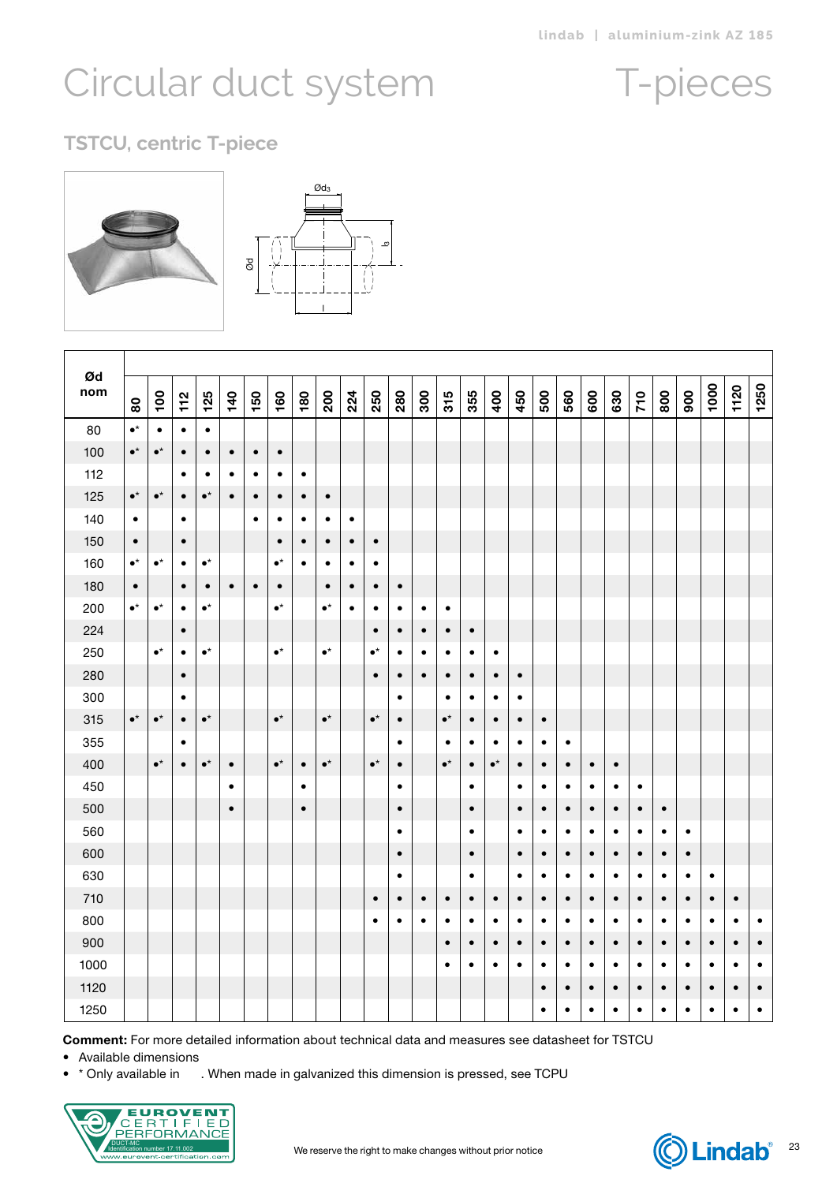# Circular duct system

# T-pieces

## TSTCU, centric T-piece

| Ød nom | 80 | 100 | 112 | 125 | 140 | 150 | 160 | 180 | 200 | 224 | 250 | 280 | 300 | 315 | 355 | 400 | 450 | 500 | 560 | 600 | 630 | 710 | 800 | 900 | 1000 | 1120 | 1250 |
|---|---|---|---|---|---|---|---|---|---|---|---|---|---|---|---|---|---|---|---|---|---|---|---|---|---|---|---|
| 80 | •* | • | • | • | | | | | | | | | | | | | | | | | | | | | | | |
| 100 | •* | •* | • | • | • | • | • | | | | | | | | | | | | | | | | | | | | |
| 112 | | | • | • | • | • | • | • | | | | | | | | | | | | | | | | | | | |
| 125 | •* | •* | • | •* | • | • | • | • | • | | | | | | | | | | | | | | | | | | |
| 140 | • | | • | | | • | • | • | • | • | | | | | | | | | | | | | | | | | |
| 150 | • | | • | | | | • | • | • | • | • | | | | | | | | | | | | | | | | |
| 160 | •* | •* | • | •* | | | •* | • | • | • | • | | | | | | | | | | | | | | | | |
| 180 | • | | • | • | • | • | • | | • | • | • | • | | | | | | | | | | | | | | | |
| 200 | •* | •* | • | •* | | | •* | | •* | • | • | • | • | • | | | | | | | | | | | | | |
| 224 | | | • | | | | | | | | • | • | • | • | • | | | | | | | | | | | | |
| 250 | | •* | • | •* | | | •* | | •* | | •* | • | • | • | • | • | | | | | | | | | | | |
| 280 | | | • | | | | | | | | • | • | • | • | • | • | • | | | | | | | | | | |
| 300 | | | • | | | | | | | | | • | | • | • | • | • | | | | | | | | | | |
| 315 | •* | •* | • | •* | | | •* | | •* | | •* | • | | •* | • | • | • | • | | | | | | | | | |
| 355 | | | • | | | | | | | | | • | | • | • | • | • | • | • | | | | | | | | |
| 400 | | •* | • | •* | • | | •* | • | •* | | •* | • | | •* | • | •* | • | • | • | • | • | | | | | | |
| 450 | | | | | • | | | • | | | | • | | | • | | • | • | • | • | • | • | | | | | |
| 500 | | | | | • | | | • | | | | • | | | • | | • | • | • | • | • | • | • | | | | |
| 560 | | | | | | | | | | | | • | | | • | | • | • | • | • | • | • | • | • | | | |
| 600 | | | | | | | | | | | | • | | | • | | • | • | • | • | • | • | • | • | | | |
| 630 | | | | | | | | | | | | • | | | • | | • | • | • | • | • | • | • | • | • | | |
| 710 | | | | | | | | | | | • | • | • | • | • | • | • | • | • | • | • | • | • | • | • | • | |
| 800 | | | | | | | | | | | • | • | • | • | • | • | • | • | • | • | • | • | • | • | • | • | • |
| 900 | | | | | | | | | | | | | | • | • | • | • | • | • | • | • | • | • | • | • | • | • |
| 1000 | | | | | | | | | | | | | | • | • | • | • | • | • | • | • | • | • | • | • | • | • |
| 1120 | | | | | | | | | | | | | | | | | | • | • | • | • | • | • | • | • | • | • |
| 1250 | | | | | | | | | | | | | | | | | | • | • | • | • | • | • | • | • | • | • |

**Comment:** For more detailed information about technical data and measures see datasheet for TSTCU

- Available dimensions
- * Only available in . When made in galvanized this dimension is pressed, see TCPU

We reserve the right to make changes without prior notice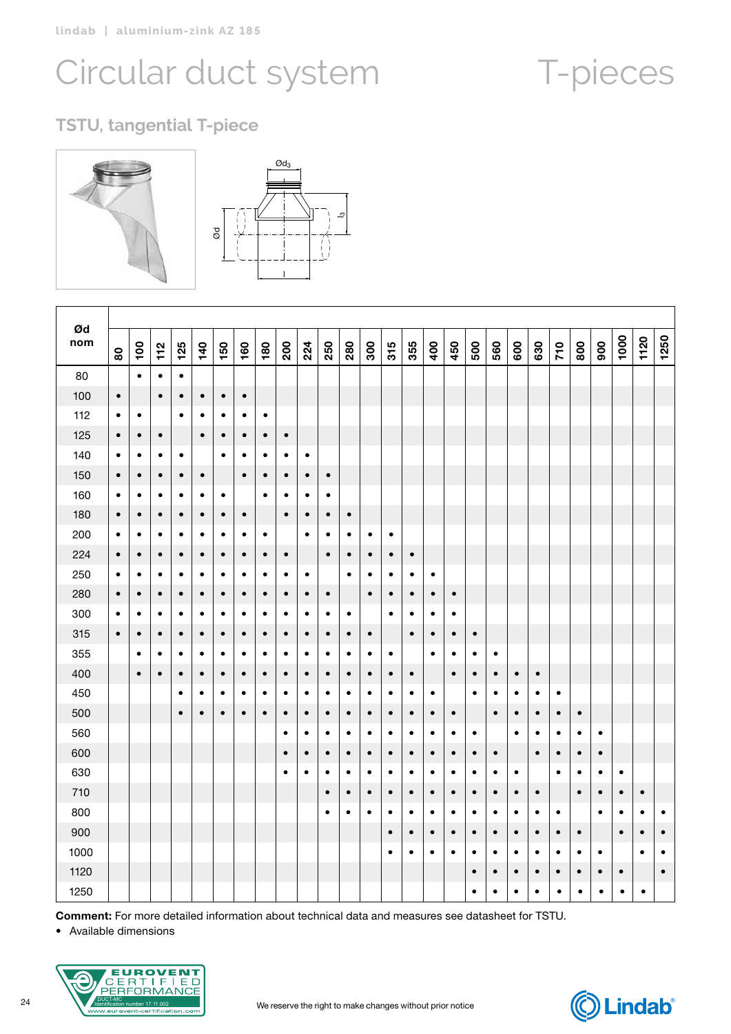# Circular duct system

# T-pieces

## TSTU, tangential T-piece

| Ød nom | 80 | 100 | 112 | 125 | 140 | 150 | 160 | 180 | 200 | 224 | 250 | 280 | 300 | 315 | 355 | 400 | 450 | 500 | 560 | 600 | 630 | 710 | 800 | 900 | 1000 | 1120 | 1250 |
|---|---|---|---|---|---|---|---|---|---|---|---|---|---|---|---|---|---|---|---|---|---|---|---|---|---|---|---|
| 80 | | • | • | • | | | | | | | | | | | | | | | | | | | | | | | |
| 100 | • | | • | • | • | • | • | | | | | | | | | | | | | | | | | | | | |
| 112 | • | • | | • | • | • | • | • | | | | | | | | | | | | | | | | | | | |
| 125 | • | • | • | | • | • | • | • | • | | | | | | | | | | | | | | | | | | |
| 140 | • | • | • | • | | • | • | • | • | • | | | | | | | | | | | | | | | | | |
| 150 | • | • | • | • | • | | • | • | • | • | • | | | | | | | | | | | | | | | | |
| 160 | • | • | • | • | • | • | | • | • | • | • | | | | | | | | | | | | | | | | |
| 180 | • | • | • | • | • | • | • | | • | • | • | • | | | | | | | | | | | | | | | |
| 200 | • | • | • | • | • | • | • | • | | • | • | • | • | • | | | | | | | | | | | | | |
| 224 | • | • | • | • | • | • | • | • | • | | • | • | • | • | • | | | | | | | | | | | | |
| 250 | • | • | • | • | • | • | • | • | • | • | | • | • | • | • | • | | | | | | | | | | | |
| 280 | • | • | • | • | • | • | • | • | • | • | • | | • | • | • | • | • | | | | | | | | | | |
| 300 | • | • | • | • | • | • | • | • | • | • | • | • | | • | • | • | • | | | | | | | | | | |
| 315 | • | • | • | • | • | • | • | • | • | • | • | • | • | | • | • | • | • | | | | | | | | | |
| 355 | | • | • | • | • | • | • | • | • | • | • | • | • | • | | • | • | • | • | | | | | | | | |
| 400 | | • | • | • | • | • | • | • | • | • | • | • | • | • | • | | • | • | • | • | • | | | | | | |
| 450 | | | | • | • | • | • | • | • | • | • | • | • | • | • | • | | • | • | • | • | • | | | | | |
| 500 | | | | • | • | • | • | • | • | • | • | • | • | • | • | • | • | | • | • | • | • | • | | | | |
| 560 | | | | | | | | | • | • | • | • | • | • | • | • | • | • | | • | • | • | • | • | | | |
| 600 | | | | | | | | | • | • | • | • | • | • | • | • | • | • | • | | • | • | • | • | | | |
| 630 | | | | | | | | | • | • | • | • | • | • | • | • | • | • | • | • | | • | • | • | • | | |
| 710 | | | | | | | | | | | • | • | • | • | • | • | • | • | • | • | • | | • | • | • | • | |
| 800 | | | | | | | | | | | • | • | • | • | • | • | • | • | • | • | • | • | | • | • | • | • |
| 900 | | | | | | | | | | | | | | • | • | • | • | • | • | • | • | • | • | | • | • | • |
| 1000 | | | | | | | | | | | | | | • | • | • | • | • | • | • | • | • | • | • | | • | • |
| 1120 | | | | | | | | | | | | | | | | | | • | • | • | • | • | • | • | • | | • |
| 1250 | | | | | | | | | | | | | | | | | | • | • | • | • | • | • | • | • | • | |

**Comment:** For more detailed information about technical data and measures see datasheet for TSTU.

• Available dimensions

We reserve the right to make changes without prior notice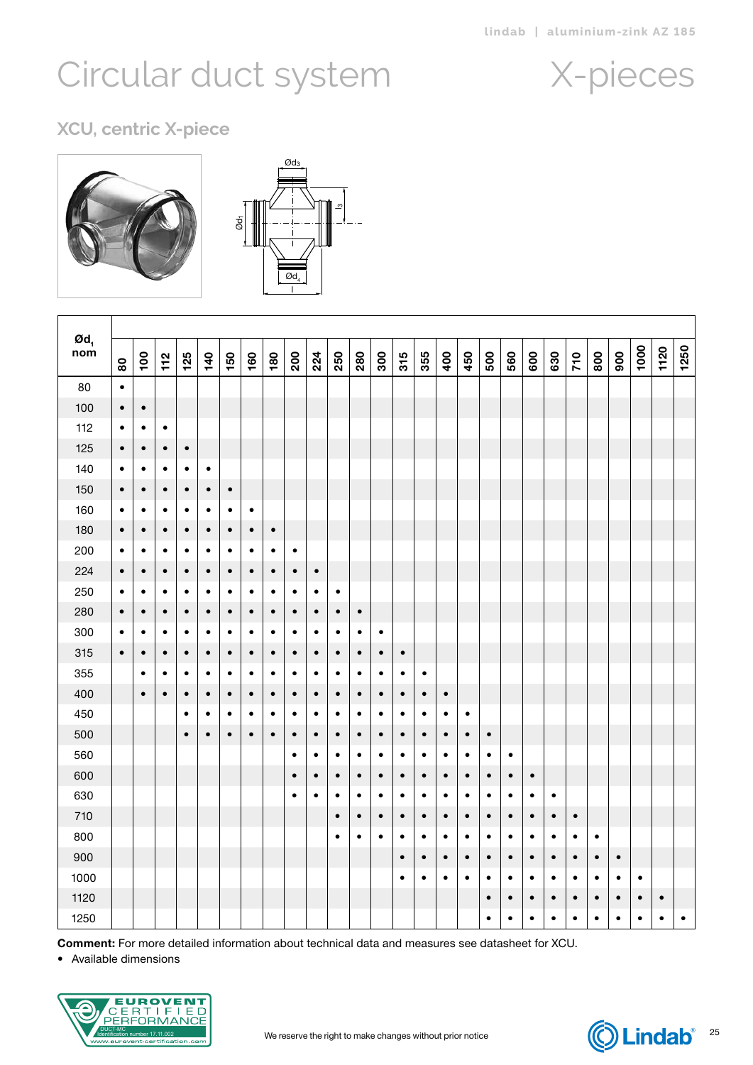# Circular duct system — X-pieces

## XCU, centric X-piece

| Ød1 nom | 80 | 100 | 112 | 125 | 140 | 150 | 160 | 180 | 200 | 224 | 250 | 280 | 300 | 315 | 355 | 400 | 450 | 500 | 560 | 600 | 630 | 710 | 800 | 900 | 1000 | 1120 | 1250 |
|---|---|---|---|---|---|---|---|---|---|---|---|---|---|---|---|---|---|---|---|---|---|---|---|---|---|---|---|
| 80 | • | | | | | | | | | | | | | | | | | | | | | | | | | | |
| 100 | • | • | | | | | | | | | | | | | | | | | | | | | | | | | |
| 112 | • | • | • | | | | | | | | | | | | | | | | | | | | | | | | |
| 125 | • | • | • | • | | | | | | | | | | | | | | | | | | | | | | | |
| 140 | • | • | • | • | • | | | | | | | | | | | | | | | | | | | | | | |
| 150 | • | • | • | • | • | • | | | | | | | | | | | | | | | | | | | | | |
| 160 | • | • | • | • | • | • | • | | | | | | | | | | | | | | | | | | | | |
| 180 | • | • | • | • | • | • | • | • | | | | | | | | | | | | | | | | | | | |
| 200 | • | • | • | • | • | • | • | • | • | | | | | | | | | | | | | | | | | | |
| 224 | • | • | • | • | • | • | • | • | • | • | | | | | | | | | | | | | | | | | |
| 250 | • | • | • | • | • | • | • | • | • | • | • | | | | | | | | | | | | | | | | |
| 280 | • | • | • | • | • | • | • | • | • | • | • | • | | | | | | | | | | | | | | | |
| 300 | • | • | • | • | • | • | • | • | • | • | • | • | • | | | | | | | | | | | | | | |
| 315 | • | • | • | • | • | • | • | • | • | • | • | • | • | • | | | | | | | | | | | | | |
| 355 | | • | • | • | • | • | • | • | • | • | • | • | • | • | • | | | | | | | | | | | | |
| 400 | | • | • | • | • | • | • | • | • | • | • | • | • | • | • | • | | | | | | | | | | | |
| 450 | | | | • | • | • | • | • | • | • | • | • | • | • | • | • | • | | | | | | | | | | |
| 500 | | | | • | • | • | • | • | • | • | • | • | • | • | • | • | • | • | | | | | | | | | |
| 560 | | | | | | | | | • | • | • | • | • | • | • | • | • | • | • | | | | | | | | |
| 600 | | | | | | | | | • | • | • | • | • | • | • | • | • | • | • | • | | | | | | | |
| 630 | | | | | | | | | • | • | • | • | • | • | • | • | • | • | • | • | • | | | | | | |
| 710 | | | | | | | | | | | • | • | • | • | • | • | • | • | • | • | • | • | | | | | |
| 800 | | | | | | | | | | | • | • | • | • | • | • | • | • | • | • | • | • | • | | | | |
| 900 | | | | | | | | | | | | | | • | • | • | • | • | • | • | • | • | • | • | | | |
| 1000 | | | | | | | | | | | | | | • | • | • | • | • | • | • | • | • | • | • | • | | |
| 1120 | | | | | | | | | | | | | | | | | | • | • | • | • | • | • | • | • | • | |
| 1250 | | | | | | | | | | | | | | | | | | • | • | • | • | • | • | • | • | • | • |

**Comment:** For more detailed information about technical data and measures see datasheet for XCU.

- Available dimensions

We reserve the right to make changes without prior notice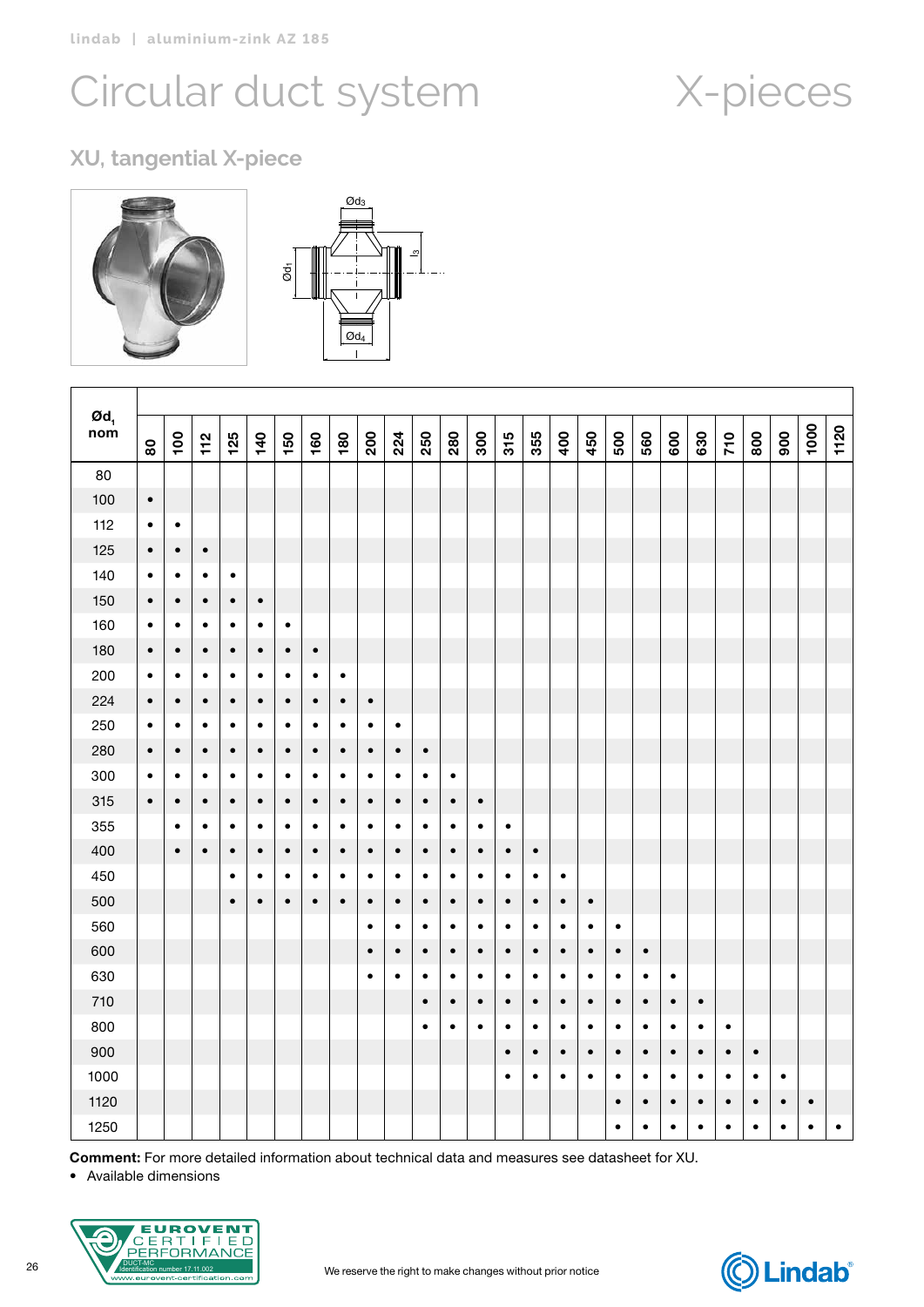# Circular duct system

# X-pieces

## XU, tangential X-piece

| Ød1 nom | 80 | 100 | 112 | 125 | 140 | 150 | 160 | 180 | 200 | 224 | 250 | 280 | 300 | 315 | 355 | 400 | 450 | 500 | 560 | 600 | 630 | 710 | 800 | 900 | 1000 | 1120 |
|---|---|---|---|---|---|---|---|---|---|---|---|---|---|---|---|---|---|---|---|---|---|---|---|---|---|---|
| 80 | | | | | | | | | | | | | | | | | | | | | | | | | | |
| 100 | • | | | | | | | | | | | | | | | | | | | | | | | | | |
| 112 | • | • | | | | | | | | | | | | | | | | | | | | | | | | |
| 125 | • | • | • | | | | | | | | | | | | | | | | | | | | | | | |
| 140 | • | • | • | • | | | | | | | | | | | | | | | | | | | | | | |
| 150 | • | • | • | • | • | | | | | | | | | | | | | | | | | | | | | |
| 160 | • | • | • | • | • | • | | | | | | | | | | | | | | | | | | | | |
| 180 | • | • | • | • | • | • | • | | | | | | | | | | | | | | | | | | | |
| 200 | • | • | • | • | • | • | • | • | | | | | | | | | | | | | | | | | | |
| 224 | • | • | • | • | • | • | • | • | • | | | | | | | | | | | | | | | | | |
| 250 | • | • | • | • | • | • | • | • | • | • | | | | | | | | | | | | | | | | |
| 280 | • | • | • | • | • | • | • | • | • | • | • | | | | | | | | | | | | | | | |
| 300 | • | • | • | • | • | • | • | • | • | • | • | • | | | | | | | | | | | | | | |
| 315 | • | • | • | • | • | • | • | • | • | • | • | • | • | | | | | | | | | | | | | |
| 355 | | • | • | • | • | • | • | • | • | • | • | • | • | • | | | | | | | | | | | | |
| 400 | | • | • | • | • | • | • | • | • | • | • | • | • | • | • | | | | | | | | | | | |
| 450 | | | | • | • | • | • | • | • | • | • | • | • | • | • | • | | | | | | | | | | |
| 500 | | | | • | • | • | • | • | • | • | • | • | • | • | • | • | • | | | | | | | | | |
| 560 | | | | | | | | | • | • | • | • | • | • | • | • | • | • | | | | | | | | |
| 600 | | | | | | | | | • | • | • | • | • | • | • | • | • | • | • | | | | | | | |
| 630 | | | | | | | | | • | • | • | • | • | • | • | • | • | • | • | • | | | | | | |
| 710 | | | | | | | | | | | • | • | • | • | • | • | • | • | • | • | • | | | | | |
| 800 | | | | | | | | | | | • | • | • | • | • | • | • | • | • | • | • | • | | | | |
| 900 | | | | | | | | | | | | | | • | • | • | • | • | • | • | • | • | • | | | |
| 1000 | | | | | | | | | | | | | | • | • | • | • | • | • | • | • | • | • | • | | |
| 1120 | | | | | | | | | | | | | | | | | | • | • | • | • | • | • | • | • | |
| 1250 | | | | | | | | | | | | | | | | | | • | • | • | • | • | • | • | • | • |

**Comment:** For more detailed information about technical data and measures see datasheet for XU.

- Available dimensions

We reserve the right to make changes without prior notice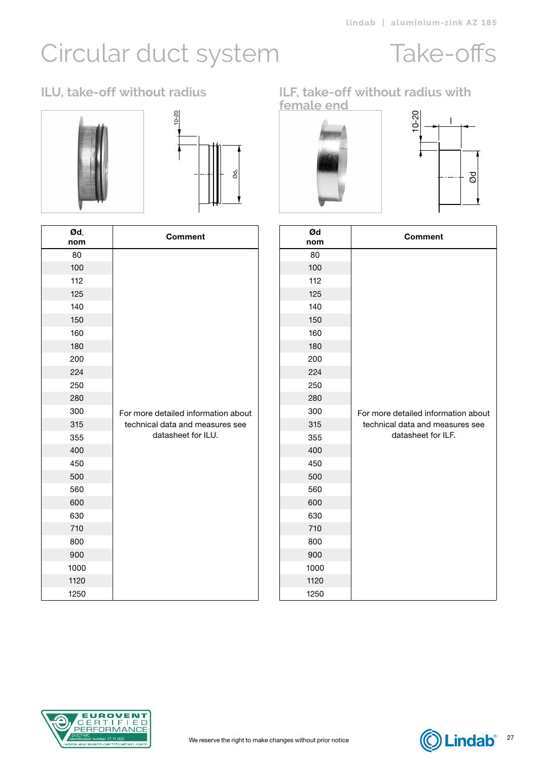# Circular duct system

# Take-offs

## ILU, take-off without radius

| Ød, nom | Comment |
|---|---|
| 80 | For more detailed information about technical data and measures see datasheet for ILU. |
| 100 | |
| 112 | |
| 125 | |
| 140 | |
| 150 | |
| 160 | |
| 180 | |
| 200 | |
| 224 | |
| 250 | |
| 280 | |
| 300 | |
| 315 | |
| 355 | |
| 400 | |
| 450 | |
| 500 | |
| 560 | |
| 600 | |
| 630 | |
| 710 | |
| 800 | |
| 900 | |
| 1000 | |
| 1120 | |
| 1250 | |

## ILF, take-off without radius with female end

| Ød nom | Comment |
|---|---|
| 80 | For more detailed information about technical data and measures see datasheet for ILF. |
| 100 | |
| 112 | |
| 125 | |
| 140 | |
| 150 | |
| 160 | |
| 180 | |
| 200 | |
| 224 | |
| 250 | |
| 280 | |
| 300 | |
| 315 | |
| 355 | |
| 400 | |
| 450 | |
| 500 | |
| 560 | |
| 600 | |
| 630 | |
| 710 | |
| 800 | |
| 900 | |
| 1000 | |
| 1120 | |
| 1250 | |

We reserve the right to make changes without prior notice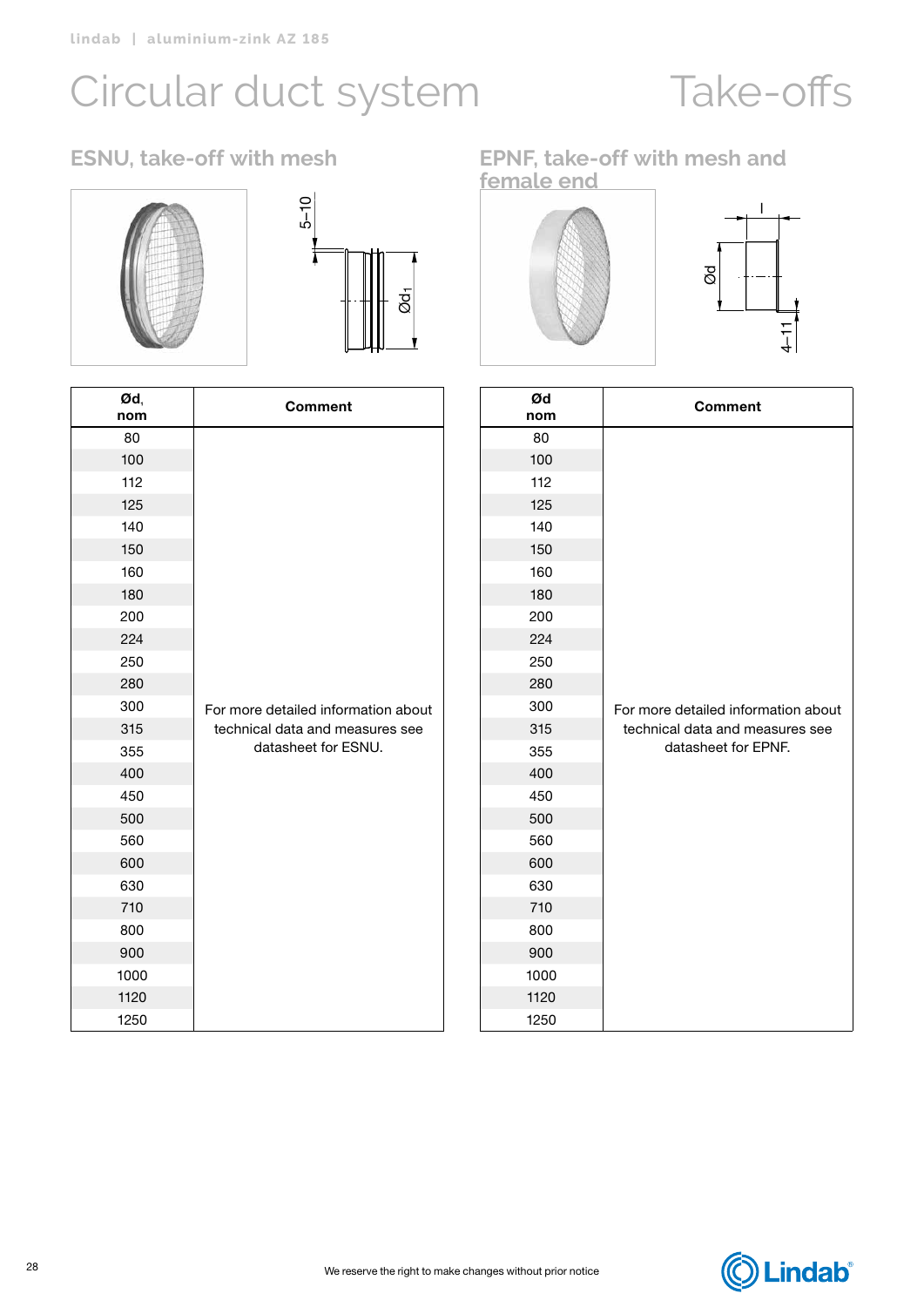# Circular duct system

# Take-offs

## ESNU, take-off with mesh

| Ød, nom | Comment |
|---|---|
| 80 | For more detailed information about technical data and measures see datasheet for ESNU. |
| 100 | |
| 112 | |
| 125 | |
| 140 | |
| 150 | |
| 160 | |
| 180 | |
| 200 | |
| 224 | |
| 250 | |
| 280 | |
| 300 | |
| 315 | |
| 355 | |
| 400 | |
| 450 | |
| 500 | |
| 560 | |
| 600 | |
| 630 | |
| 710 | |
| 800 | |
| 900 | |
| 1000 | |
| 1120 | |
| 1250 | |

## EPNF, take-off with mesh and female end

| Ød nom | Comment |
|---|---|
| 80 | For more detailed information about technical data and measures see datasheet for EPNF. |
| 100 | |
| 112 | |
| 125 | |
| 140 | |
| 150 | |
| 160 | |
| 180 | |
| 200 | |
| 224 | |
| 250 | |
| 280 | |
| 300 | |
| 315 | |
| 355 | |
| 400 | |
| 450 | |
| 500 | |
| 560 | |
| 600 | |
| 630 | |
| 710 | |
| 800 | |
| 900 | |
| 1000 | |
| 1120 | |
| 1250 | |

We reserve the right to make changes without prior notice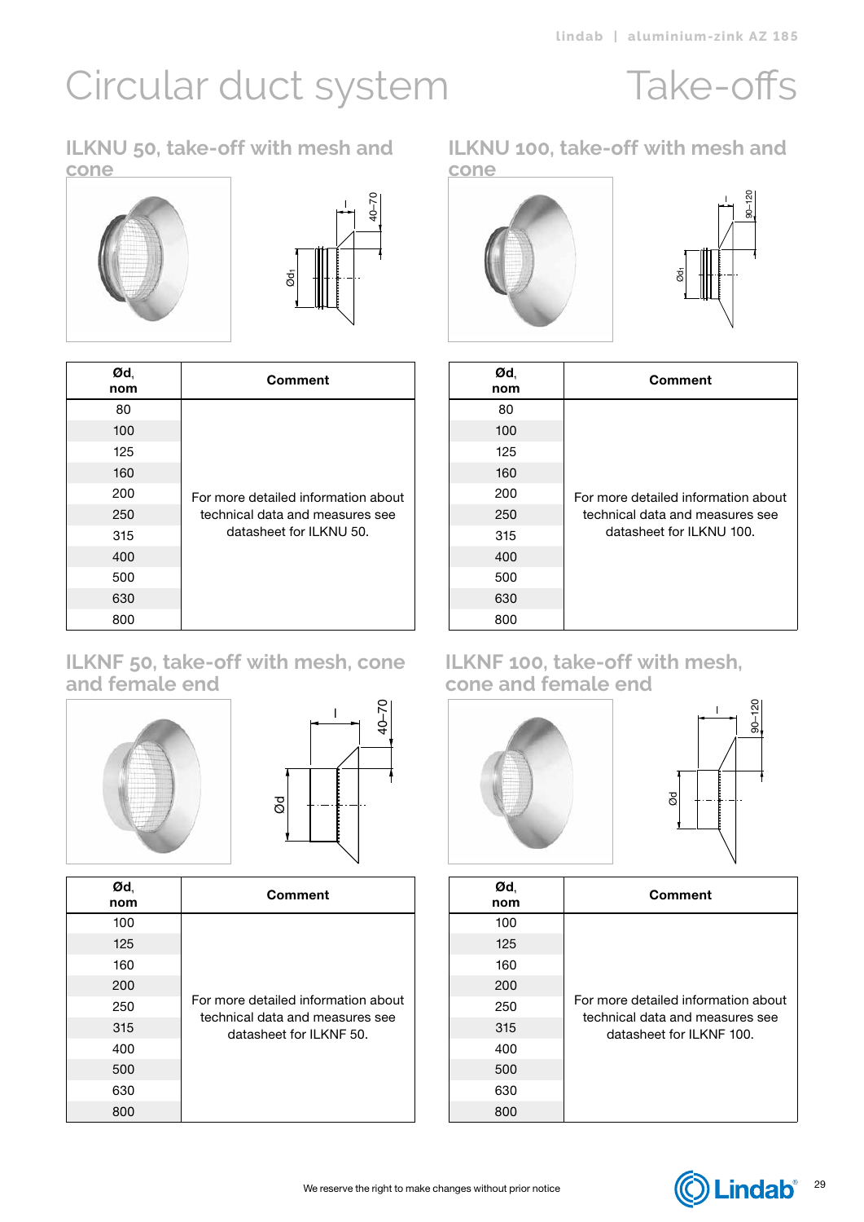# Circular duct system

# Take-offs

## ILKNU 50, take-off with mesh and cone

| Ød, nom | Comment |
|---|---|
| 80 | For more detailed information about technical data and measures see datasheet for ILKNU 50. |
| 100 | |
| 125 | |
| 160 | |
| 200 | |
| 250 | |
| 315 | |
| 400 | |
| 500 | |
| 630 | |
| 800 | |

## ILKNU 100, take-off with mesh and cone

| Ød, nom | Comment |
|---|---|
| 80 | For more detailed information about technical data and measures see datasheet for ILKNU 100. |
| 100 | |
| 125 | |
| 160 | |
| 200 | |
| 250 | |
| 315 | |
| 400 | |
| 500 | |
| 630 | |
| 800 | |

## ILKNF 50, take-off with mesh, cone and female end

| Ød, nom | Comment |
|---|---|
| 100 | For more detailed information about technical data and measures see datasheet for ILKNF 50. |
| 125 | |
| 160 | |
| 200 | |
| 250 | |
| 315 | |
| 400 | |
| 500 | |
| 630 | |
| 800 | |

## ILKNF 100, take-off with mesh, cone and female end

| Ød, nom | Comment |
|---|---|
| 100 | For more detailed information about technical data and measures see datasheet for ILKNF 100. |
| 125 | |
| 160 | |
| 200 | |
| 250 | |
| 315 | |
| 400 | |
| 500 | |
| 630 | |
| 800 | |

We reserve the right to make changes without prior notice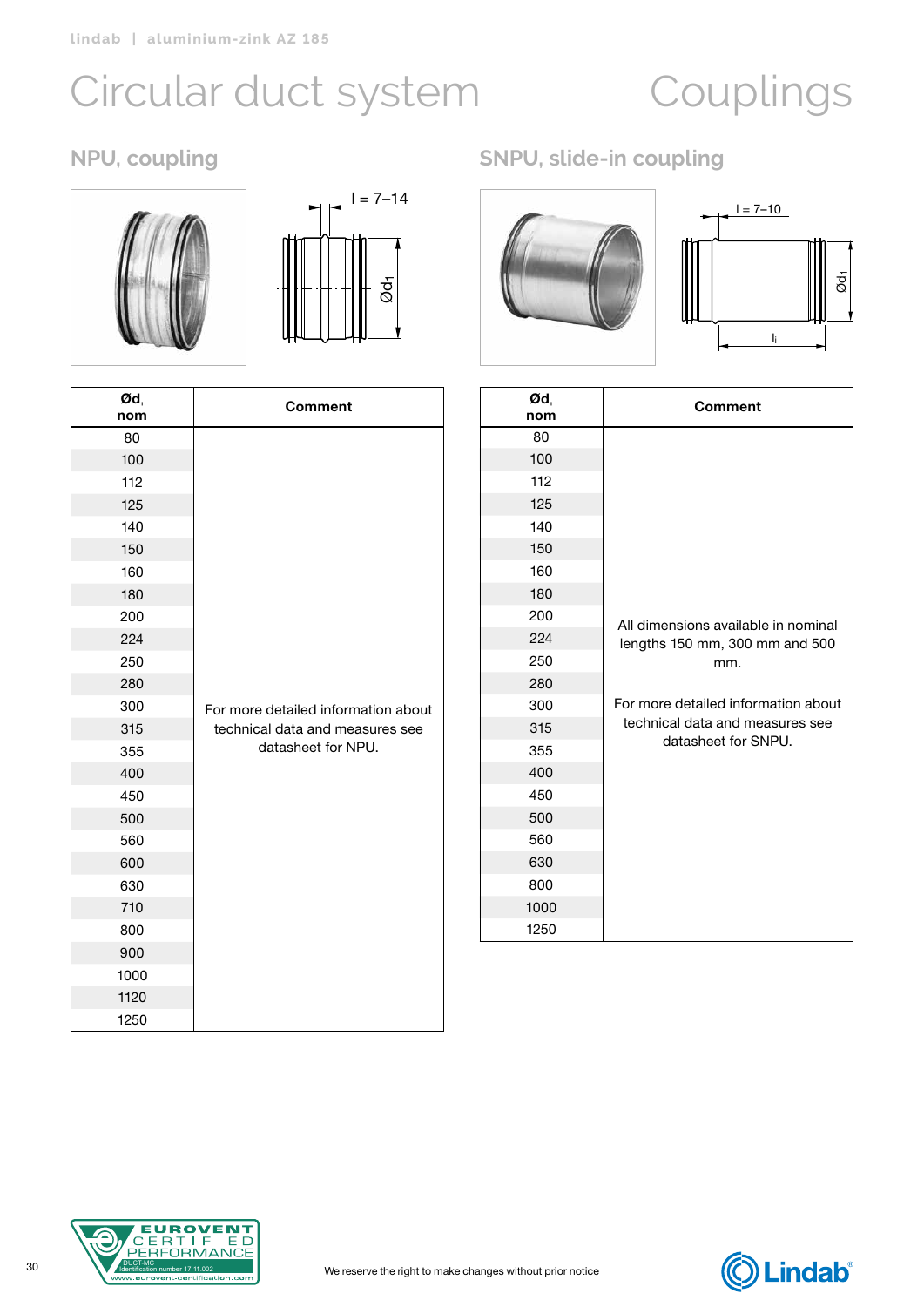# Circular duct system

# Couplings

## NPU, coupling

l = 7–14

Ød$_1$

| Ød, nom | Comment |
|---|---|
| 80 | For more detailed information about technical data and measures see datasheet for NPU. |
| 100 | |
| 112 | |
| 125 | |
| 140 | |
| 150 | |
| 160 | |
| 180 | |
| 200 | |
| 224 | |
| 250 | |
| 280 | |
| 300 | |
| 315 | |
| 355 | |
| 400 | |
| 450 | |
| 500 | |
| 560 | |
| 600 | |
| 630 | |
| 710 | |
| 800 | |
| 900 | |
| 1000 | |
| 1120 | |
| 1250 | |

## SNPU, slide-in coupling

l = 7–10

Ød$_1$

$l_i$

| Ød, nom | Comment |
|---|---|
| 80 | All dimensions available in nominal lengths 150 mm, 300 mm and 500 mm. For more detailed information about technical data and measures see datasheet for SNPU. |
| 100 | |
| 112 | |
| 125 | |
| 140 | |
| 150 | |
| 160 | |
| 180 | |
| 200 | |
| 224 | |
| 250 | |
| 280 | |
| 300 | |
| 315 | |
| 355 | |
| 400 | |
| 450 | |
| 500 | |
| 560 | |
| 630 | |
| 800 | |
| 1000 | |
| 1250 | |

We reserve the right to make changes without prior notice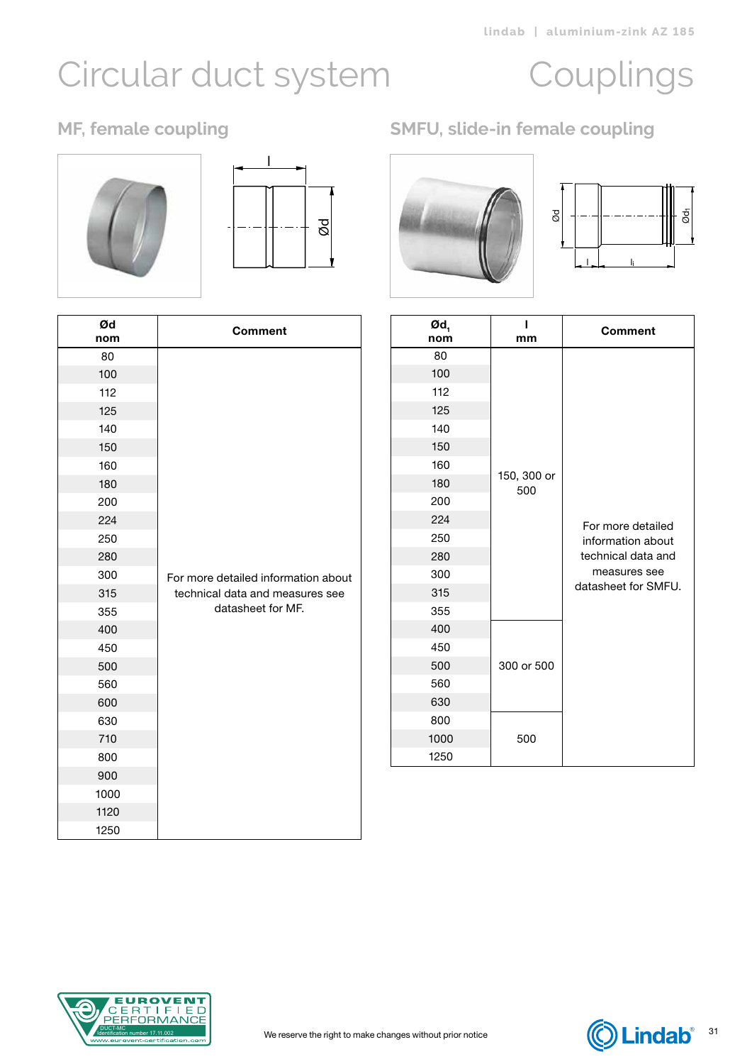# Circular duct system

# Couplings

## MF, female coupling

| Ød nom | Comment |
| --- | --- |
| 80 | For more detailed information about technical data and measures see datasheet for MF. |
| 100 | |
| 112 | |
| 125 | |
| 140 | |
| 150 | |
| 160 | |
| 180 | |
| 200 | |
| 224 | |
| 250 | |
| 280 | |
| 300 | |
| 315 | |
| 355 | |
| 400 | |
| 450 | |
| 500 | |
| 560 | |
| 600 | |
| 630 | |
| 710 | |
| 800 | |
| 900 | |
| 1000 | |
| 1120 | |
| 1250 | |

## SMFU, slide-in female coupling

| $Ød_1$ nom | l mm | Comment |
| --- | --- | --- |
| 80 | 150, 300 or 500 | For more detailed information about technical data and measures see datasheet for SMFU. |
| 100 | | |
| 112 | | |
| 125 | | |
| 140 | | |
| 150 | | |
| 160 | | |
| 180 | | |
| 200 | | |
| 224 | | |
| 250 | | |
| 280 | | |
| 300 | | |
| 315 | | |
| 355 | | |
| 400 | 300 or 500 | |
| 450 | | |
| 500 | | |
| 560 | | |
| 630 | | |
| 800 | 500 | |
| 1000 | | |
| 1250 | | |

We reserve the right to make changes without prior notice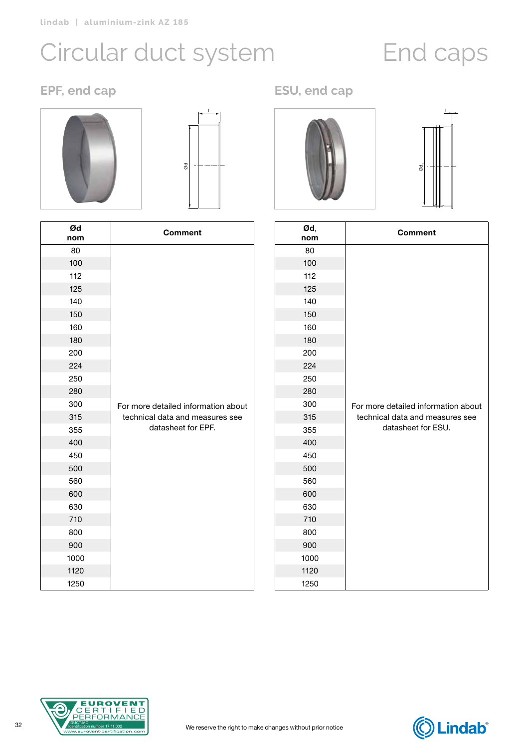# Circular duct system

# End caps

## EPF, end cap

| Ød nom | Comment |
|---|---|
| 80 | For more detailed information about technical data and measures see datasheet for EPF. |
| 100 | |
| 112 | |
| 125 | |
| 140 | |
| 150 | |
| 160 | |
| 180 | |
| 200 | |
| 224 | |
| 250 | |
| 280 | |
| 300 | |
| 315 | |
| 355 | |
| 400 | |
| 450 | |
| 500 | |
| 560 | |
| 600 | |
| 630 | |
| 710 | |
| 800 | |
| 900 | |
| 1000 | |
| 1120 | |
| 1250 | |

## ESU, end cap

| Ød, nom | Comment |
|---|---|
| 80 | For more detailed information about technical data and measures see datasheet for ESU. |
| 100 | |
| 112 | |
| 125 | |
| 140 | |
| 150 | |
| 160 | |
| 180 | |
| 200 | |
| 224 | |
| 250 | |
| 280 | |
| 300 | |
| 315 | |
| 355 | |
| 400 | |
| 450 | |
| 500 | |
| 560 | |
| 600 | |
| 630 | |
| 710 | |
| 800 | |
| 900 | |
| 1000 | |
| 1120 | |
| 1250 | |

We reserve the right to make changes without prior notice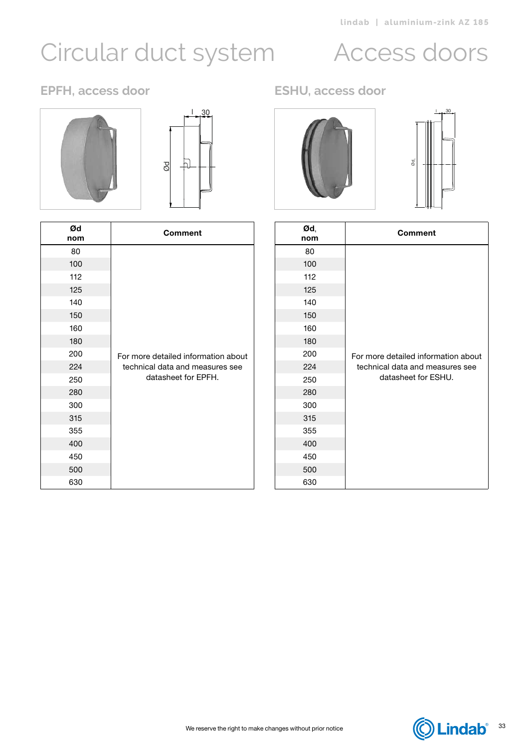# Circular duct system

# Access doors

## EPFH, access door

| Ød nom | Comment |
|---|---|
| 80 | For more detailed information about technical data and measures see datasheet for EPFH. |
| 100 | |
| 112 | |
| 125 | |
| 140 | |
| 150 | |
| 160 | |
| 180 | |
| 200 | |
| 224 | |
| 250 | |
| 280 | |
| 300 | |
| 315 | |
| 355 | |
| 400 | |
| 450 | |
| 500 | |
| 630 | |

## ESHU, access door

| Ød, nom | Comment |
|---|---|
| 80 | For more detailed information about technical data and measures see datasheet for ESHU. |
| 100 | |
| 112 | |
| 125 | |
| 140 | |
| 150 | |
| 160 | |
| 180 | |
| 200 | |
| 224 | |
| 250 | |
| 280 | |
| 300 | |
| 315 | |
| 355 | |
| 400 | |
| 450 | |
| 500 | |
| 630 | |

We reserve the right to make changes without prior notice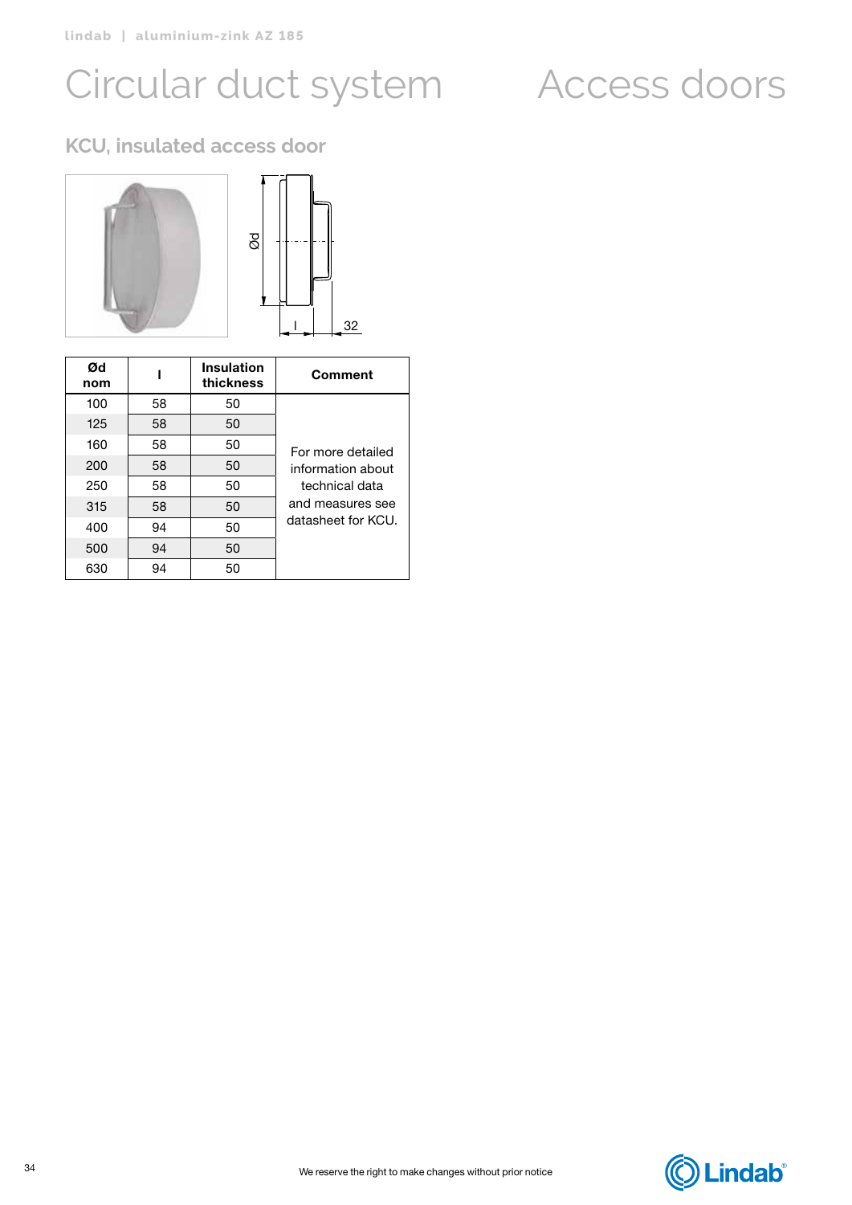# Circular duct system

# Access doors

## KCU, insulated access door

| Ød nom | l | Insulation thickness | Comment |
|---|---|---|---|
| 100 | 58 | 50 | For more detailed information about technical data and measures see datasheet for KCU. |
| 125 | 58 | 50 | |
| 160 | 58 | 50 | |
| 200 | 58 | 50 | |
| 250 | 58 | 50 | |
| 315 | 58 | 50 | |
| 400 | 94 | 50 | |
| 500 | 94 | 50 | |
| 630 | 94 | 50 | |

We reserve the right to make changes without prior notice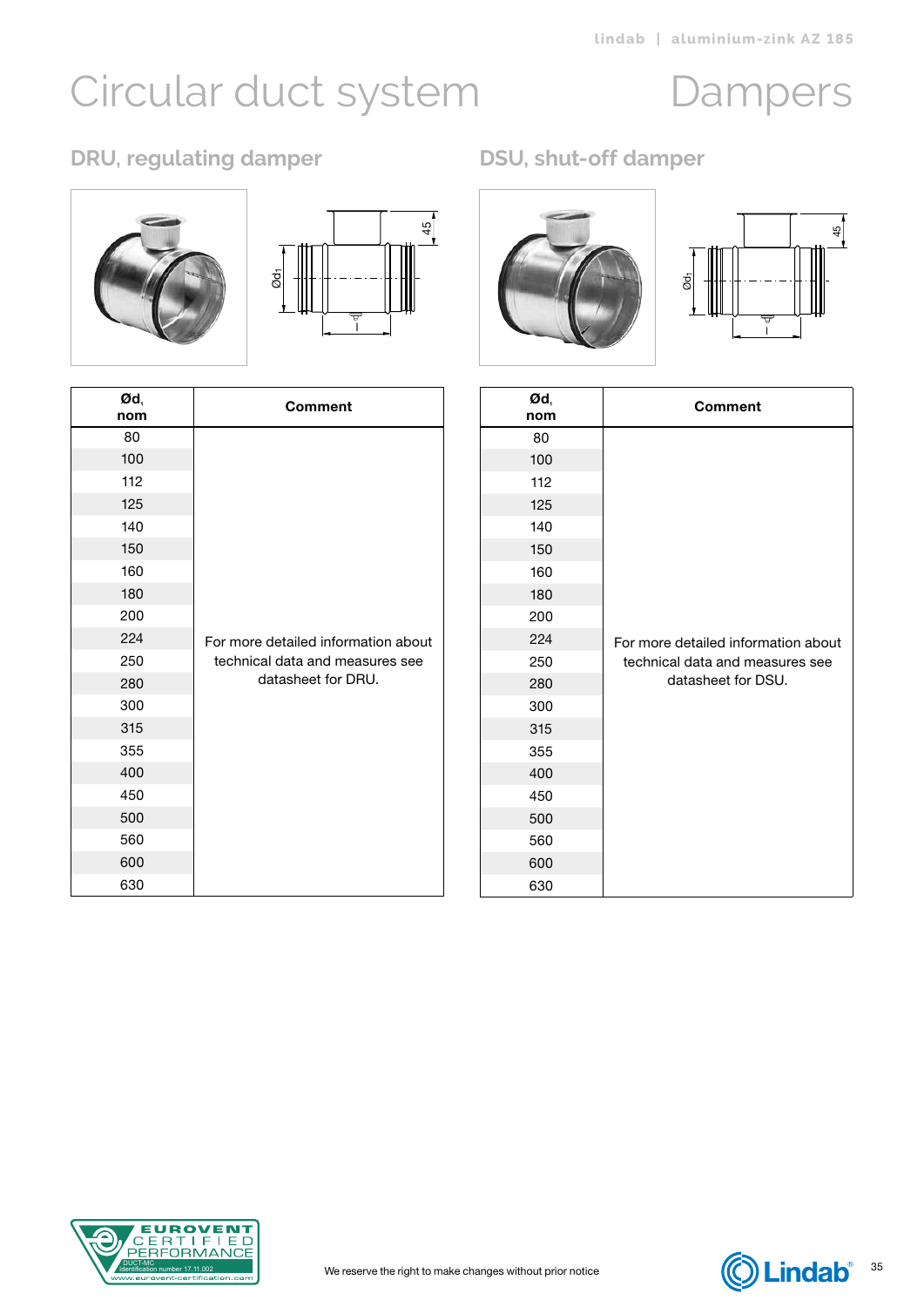# Circular duct system

# Dampers

## DRU, regulating damper

| Ød, nom | Comment |
|---|---|
| 80 | For more detailed information about technical data and measures see datasheet for DRU. |
| 100 | |
| 112 | |
| 125 | |
| 140 | |
| 150 | |
| 160 | |
| 180 | |
| 200 | |
| 224 | |
| 250 | |
| 280 | |
| 300 | |
| 315 | |
| 355 | |
| 400 | |
| 450 | |
| 500 | |
| 560 | |
| 600 | |
| 630 | |

## DSU, shut-off damper

| Ød, nom | Comment |
|---|---|
| 80 | For more detailed information about technical data and measures see datasheet for DSU. |
| 100 | |
| 112 | |
| 125 | |
| 140 | |
| 150 | |
| 160 | |
| 180 | |
| 200 | |
| 224 | |
| 250 | |
| 280 | |
| 300 | |
| 315 | |
| 355 | |
| 400 | |
| 450 | |
| 500 | |
| 560 | |
| 600 | |
| 630 | |

We reserve the right to make changes without prior notice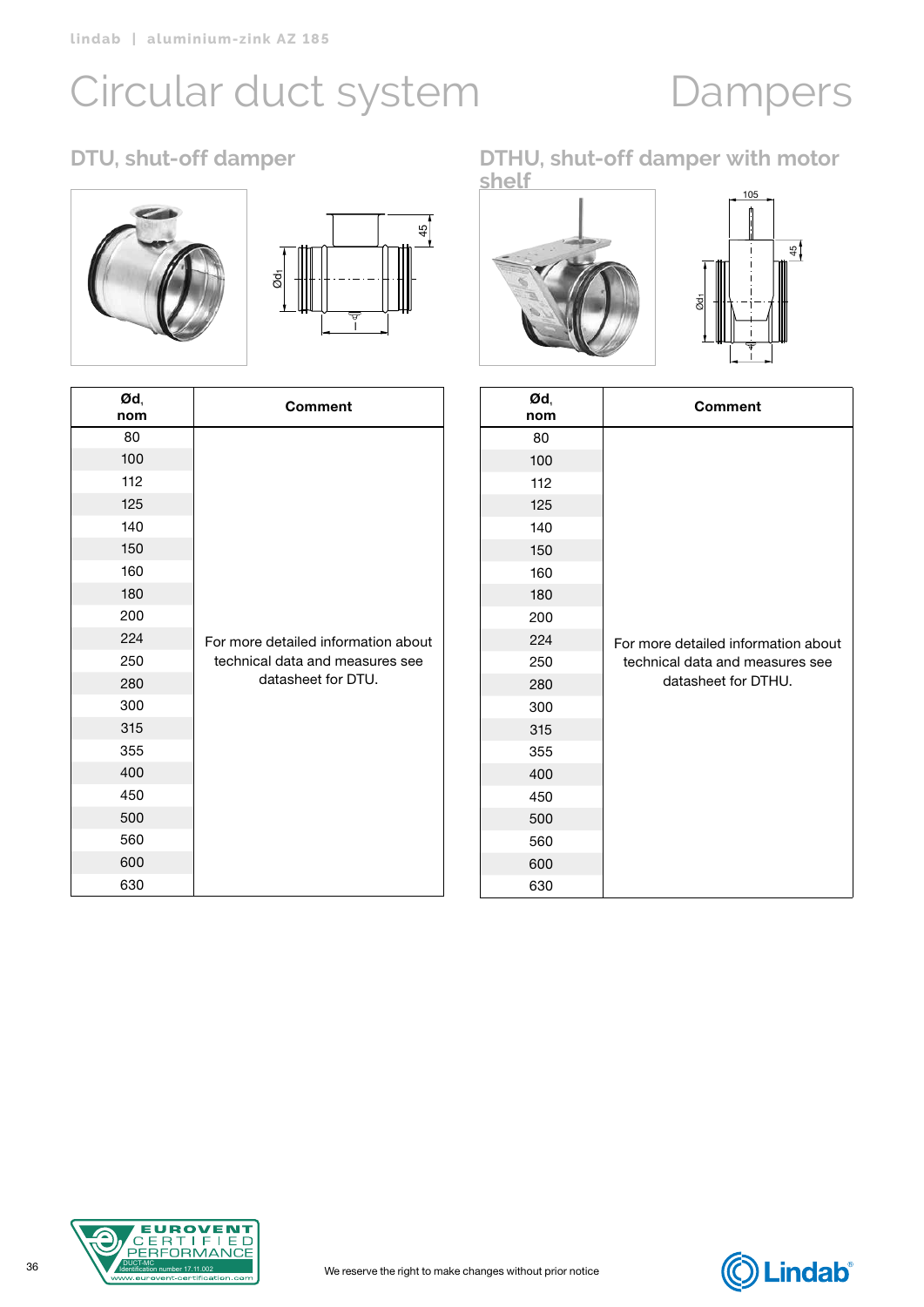# Circular duct system

# Dampers

## DTU, shut-off damper

| Ød, nom | Comment |
|---|---|
| 80 | For more detailed information about technical data and measures see datasheet for DTU. |
| 100 | |
| 112 | |
| 125 | |
| 140 | |
| 150 | |
| 160 | |
| 180 | |
| 200 | |
| 224 | |
| 250 | |
| 280 | |
| 300 | |
| 315 | |
| 355 | |
| 400 | |
| 450 | |
| 500 | |
| 560 | |
| 600 | |
| 630 | |

## DTHU, shut-off damper with motor shelf

| Ød, nom | Comment |
|---|---|
| 80 | For more detailed information about technical data and measures see datasheet for DTHU. |
| 100 | |
| 112 | |
| 125 | |
| 140 | |
| 150 | |
| 160 | |
| 180 | |
| 200 | |
| 224 | |
| 250 | |
| 280 | |
| 300 | |
| 315 | |
| 355 | |
| 400 | |
| 450 | |
| 500 | |
| 560 | |
| 600 | |
| 630 | |

We reserve the right to make changes without prior notice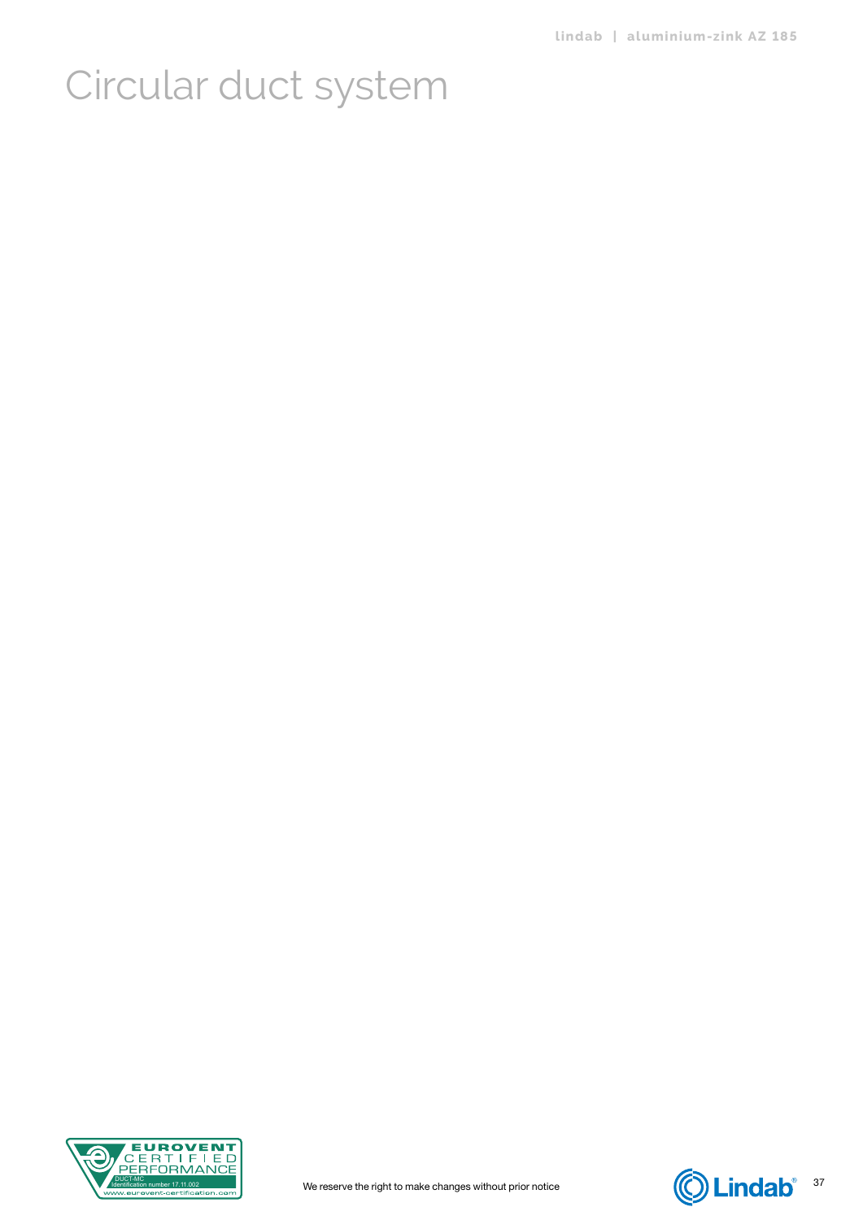# Circular duct system

We reserve the right to make changes without prior notice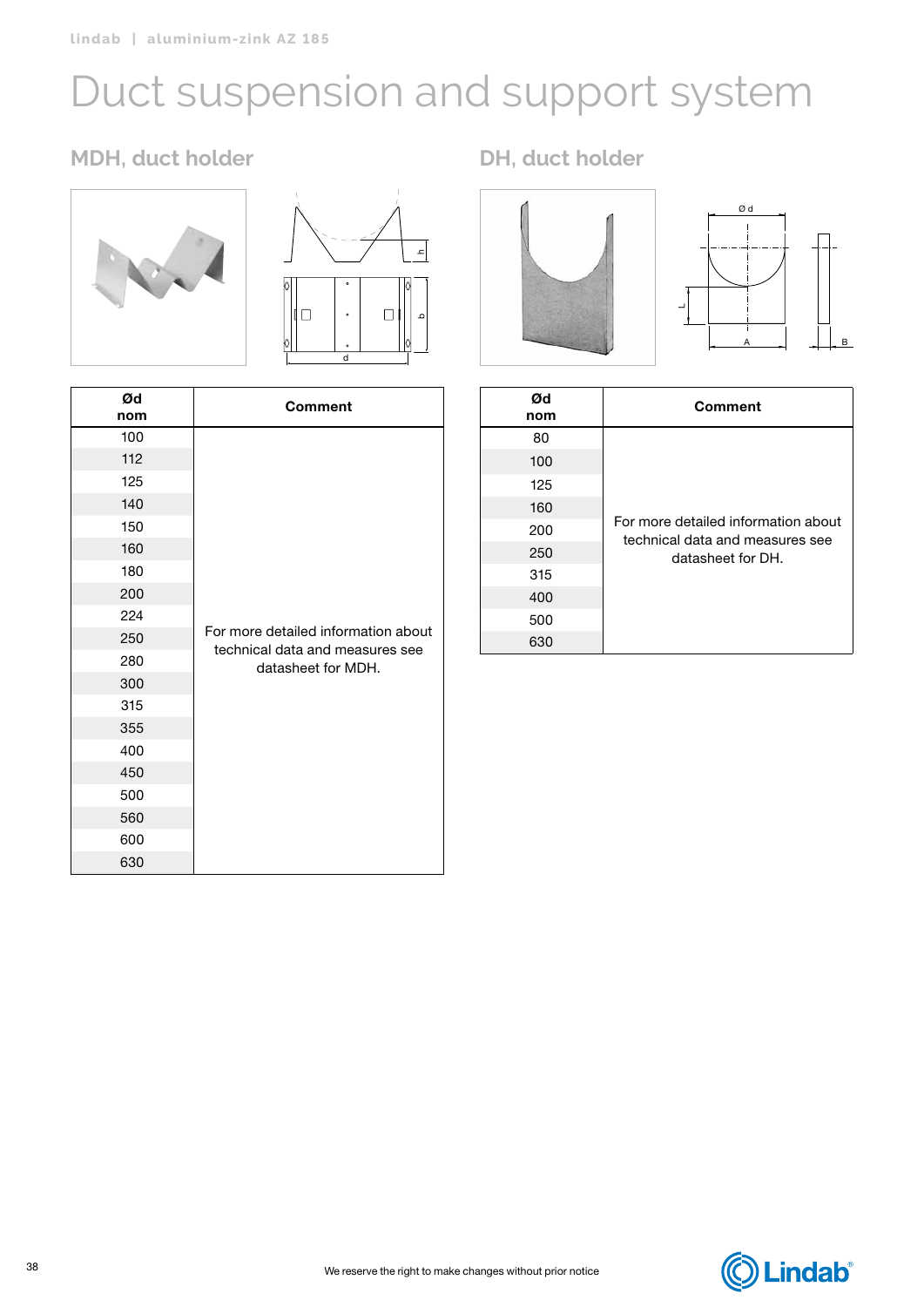# Duct suspension and support system

## MDH, duct holder

| Ød nom | Comment |
|---|---|
| 100 | For more detailed information about technical data and measures see datasheet for MDH. |
| 112 | |
| 125 | |
| 140 | |
| 150 | |
| 160 | |
| 180 | |
| 200 | |
| 224 | |
| 250 | |
| 280 | |
| 300 | |
| 315 | |
| 355 | |
| 400 | |
| 450 | |
| 500 | |
| 560 | |
| 600 | |
| 630 | |

## DH, duct holder

| Ød nom | Comment |
|---|---|
| 80 | For more detailed information about technical data and measures see datasheet for DH. |
| 100 | |
| 125 | |
| 160 | |
| 200 | |
| 250 | |
| 315 | |
| 400 | |
| 500 | |
| 630 | |

We reserve the right to make changes without prior notice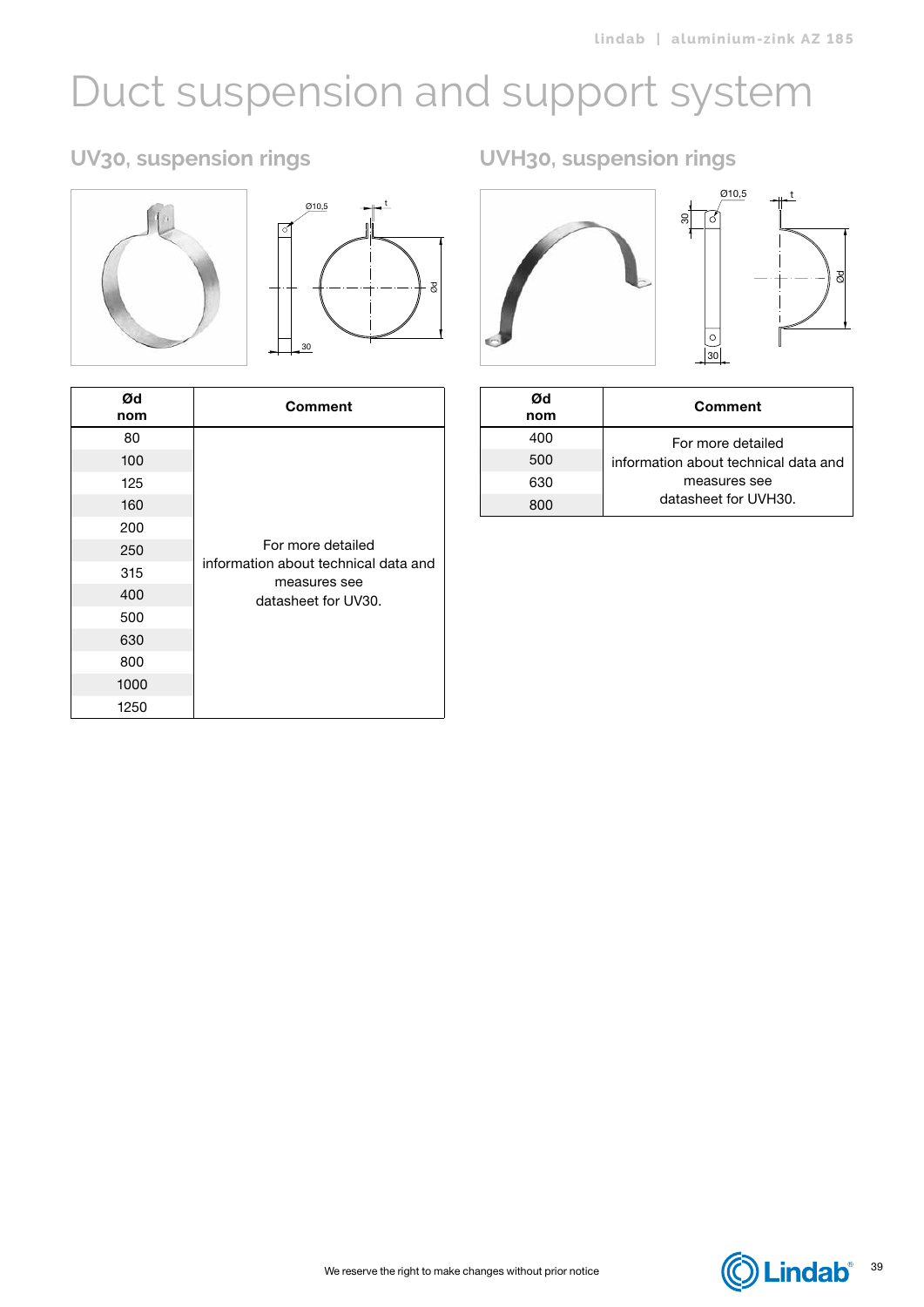# Duct suspension and support system

## UV30, suspension rings

| Ød nom | Comment |
|---|---|
| 80 | For more detailed information about technical data and measures see datasheet for UV30. |
| 100 | |
| 125 | |
| 160 | |
| 200 | |
| 250 | |
| 315 | |
| 400 | |
| 500 | |
| 630 | |
| 800 | |
| 1000 | |
| 1250 | |

## UVH30, suspension rings

| Ød nom | Comment |
|---|---|
| 400 | For more detailed information about technical data and measures see datasheet for UVH30. |
| 500 | |
| 630 | |
| 800 | |

We reserve the right to make changes without prior notice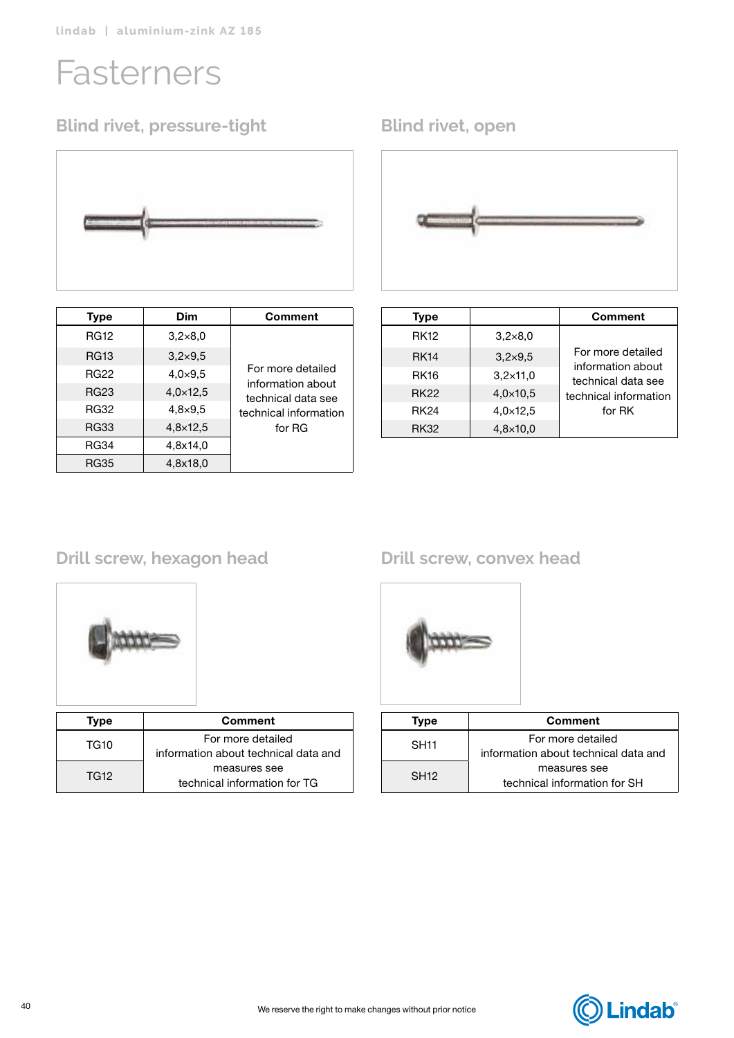# Fasterners

## Blind rivet, pressure-tight

| Type | Dim | Comment |
|---|---|---|
| RG12 | 3,2×8,0 | For more detailed information about technical data see technical information for RG |
| RG13 | 3,2×9,5 | |
| RG22 | 4,0×9,5 | |
| RG23 | 4,0×12,5 | |
| RG32 | 4,8×9,5 | |
| RG33 | 4,8×12,5 | |
| RG34 | 4,8x14,0 | |
| RG35 | 4,8x18,0 | |

## Blind rivet, open

| Type | | Comment |
|---|---|---|
| RK12 | 3,2×8,0 | For more detailed information about technical data see technical information for RK |
| RK14 | 3,2×9,5 | |
| RK16 | 3,2×11,0 | |
| RK22 | 4,0×10,5 | |
| RK24 | 4,0×12,5 | |
| RK32 | 4,8×10,0 | |

## Drill screw, hexagon head

| Type | Comment |
|---|---|
| TG10 | For more detailed information about technical data and measures see technical information for TG |
| TG12 | |

## Drill screw, convex head

| Type | Comment |
|---|---|
| SH11 | For more detailed information about technical data and measures see technical information for SH |
| SH12 | |

We reserve the right to make changes without prior notice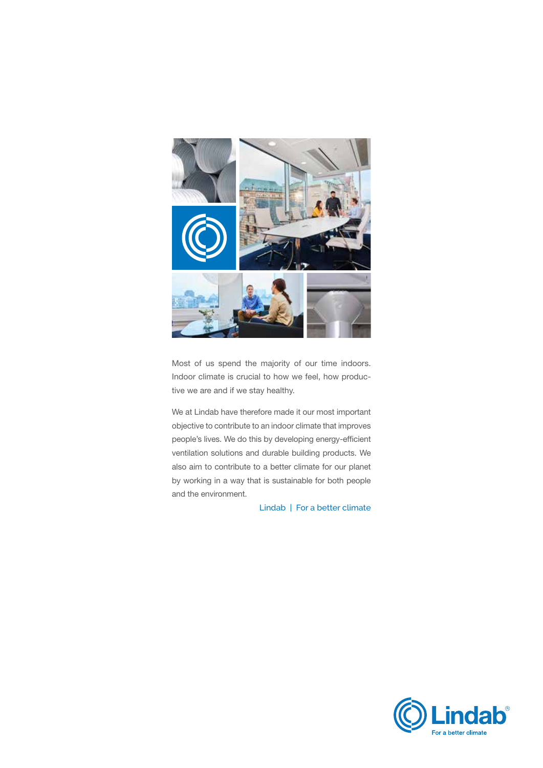Most of us spend the majority of our time indoors. Indoor climate is crucial to how we feel, how productive we are and if we stay healthy.

We at Lindab have therefore made it our most important objective to contribute to an indoor climate that improves people's lives. We do this by developing energy-efficient ventilation solutions and durable building products. We also aim to contribute to a better climate for our planet by working in a way that is sustainable for both people and the environment.

Lindab | For a better climate

Lindab®

For a better climate